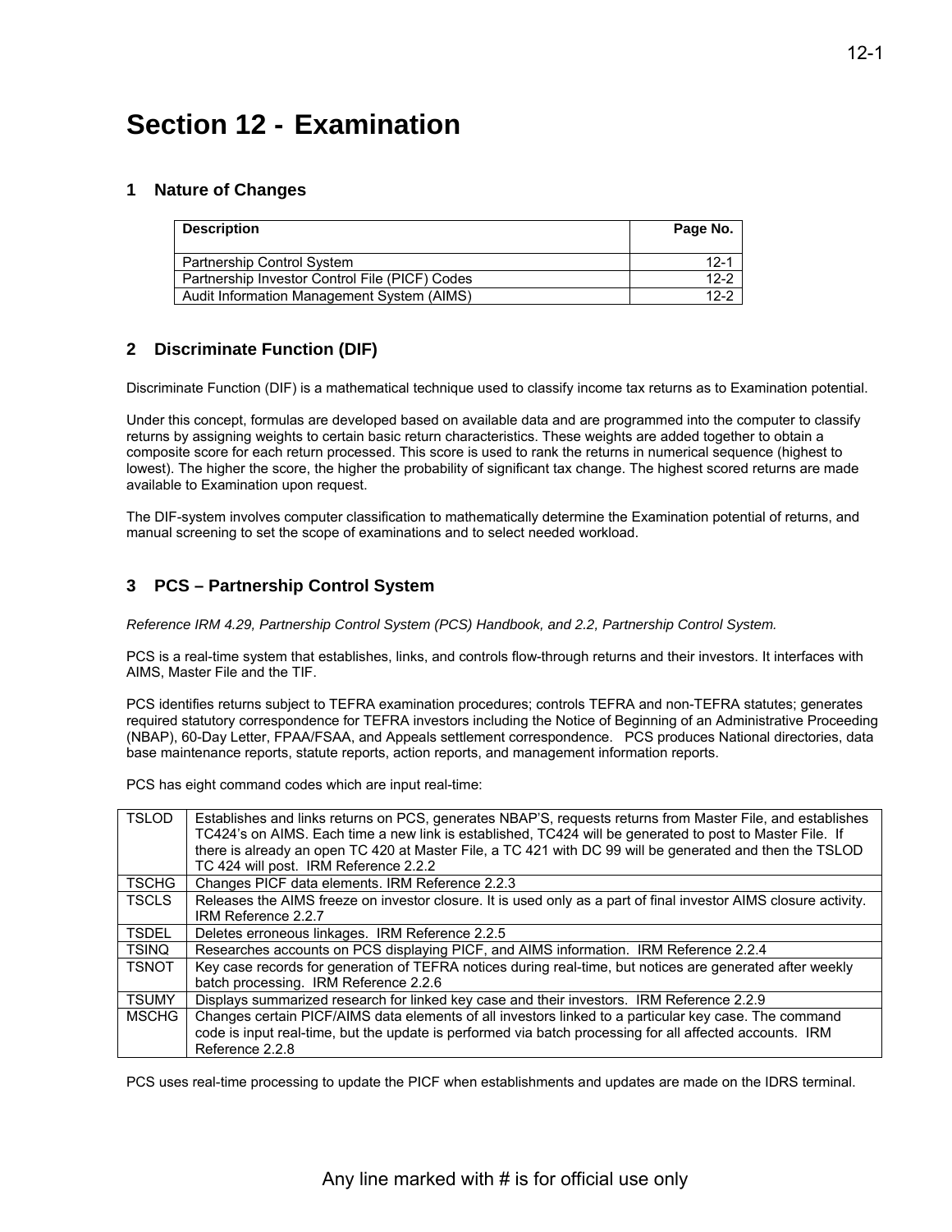# Section 12 - Examination

## 1 Nature of Changes

| Description | Page No. |
|---|---|
| Partnership Control System | 12-1 |
| Partnership Investor Control File (PICF) Codes | 12-2 |
| Audit Information Management System (AIMS) | 12-2 |

## 2 Discriminate Function (DIF)

Discriminate Function (DIF) is a mathematical technique used to classify income tax returns as to Examination potential.

Under this concept, formulas are developed based on available data and are programmed into the computer to classify returns by assigning weights to certain basic return characteristics. These weights are added together to obtain a composite score for each return processed. This score is used to rank the returns in numerical sequence (highest to lowest). The higher the score, the higher the probability of significant tax change. The highest scored returns are made available to Examination upon request.

The DIF-system involves computer classification to mathematically determine the Examination potential of returns, and manual screening to set the scope of examinations and to select needed workload.

## 3 PCS – Partnership Control System

*Reference IRM 4.29, Partnership Control System (PCS) Handbook, and 2.2, Partnership Control System.*

PCS is a real-time system that establishes, links, and controls flow-through returns and their investors. It interfaces with AIMS, Master File and the TIF.

PCS identifies returns subject to TEFRA examination procedures; controls TEFRA and non-TEFRA statutes; generates required statutory correspondence for TEFRA investors including the Notice of Beginning of an Administrative Proceeding (NBAP), 60-Day Letter, FPAA/FSAA, and Appeals settlement correspondence. PCS produces National directories, data base maintenance reports, statute reports, action reports, and management information reports.

PCS has eight command codes which are input real-time:

| | |
|---|---|
| TSLOD | Establishes and links returns on PCS, generates NBAP'S, requests returns from Master File, and establishes TC424's on AIMS. Each time a new link is established, TC424 will be generated to post to Master File. If there is already an open TC 420 at Master File, a TC 421 with DC 99 will be generated and then the TSLOD TC 424 will post. IRM Reference 2.2.2 |
| TSCHG | Changes PICF data elements. IRM Reference 2.2.3 |
| TSCLS | Releases the AIMS freeze on investor closure. It is used only as a part of final investor AIMS closure activity. IRM Reference 2.2.7 |
| TSDEL | Deletes erroneous linkages. IRM Reference 2.2.5 |
| TSINQ | Researches accounts on PCS displaying PICF, and AIMS information. IRM Reference 2.2.4 |
| TSNOT | Key case records for generation of TEFRA notices during real-time, but notices are generated after weekly batch processing. IRM Reference 2.2.6 |
| TSUMY | Displays summarized research for linked key case and their investors. IRM Reference 2.2.9 |
| MSCHG | Changes certain PICF/AIMS data elements of all investors linked to a particular key case. The command code is input real-time, but the update is performed via batch processing for all affected accounts. IRM Reference 2.2.8 |

PCS uses real-time processing to update the PICF when establishments and updates are made on the IDRS terminal.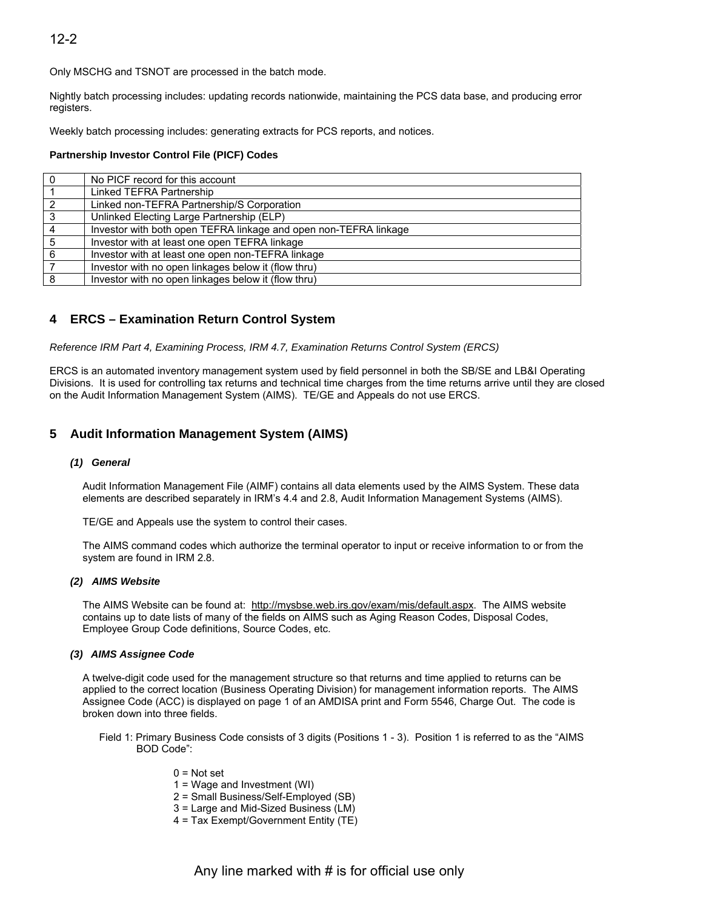Only MSCHG and TSNOT are processed in the batch mode.

Nightly batch processing includes: updating records nationwide, maintaining the PCS data base, and producing error registers.

Weekly batch processing includes: generating extracts for PCS reports, and notices.

**Partnership Investor Control File (PICF) Codes**

| | |
|---|---|
| 0 | No PICF record for this account |
| 1 | Linked TEFRA Partnership |
| 2 | Linked non-TEFRA Partnership/S Corporation |
| 3 | Unlinked Electing Large Partnership (ELP) |
| 4 | Investor with both open TEFRA linkage and open non-TEFRA linkage |
| 5 | Investor with at least one open TEFRA linkage |
| 6 | Investor with at least one open non-TEFRA linkage |
| 7 | Investor with no open linkages below it (flow thru) |
| 8 | Investor with no open linkages below it (flow thru) |

## 4 ERCS – Examination Return Control System

*Reference IRM Part 4, Examining Process, IRM 4.7, Examination Returns Control System (ERCS)*

ERCS is an automated inventory management system used by field personnel in both the SB/SE and LB&I Operating Divisions. It is used for controlling tax returns and technical time charges from the time returns arrive until they are closed on the Audit Information Management System (AIMS). TE/GE and Appeals do not use ERCS.

## 5 Audit Information Management System (AIMS)

### *(1) General*

Audit Information Management File (AIMF) contains all data elements used by the AIMS System. These data elements are described separately in IRM's 4.4 and 2.8, Audit Information Management Systems (AIMS).

TE/GE and Appeals use the system to control their cases.

The AIMS command codes which authorize the terminal operator to input or receive information to or from the system are found in IRM 2.8.

### *(2) AIMS Website*

The AIMS Website can be found at: http://mysbse.web.irs.gov/exam/mis/default.aspx. The AIMS website contains up to date lists of many of the fields on AIMS such as Aging Reason Codes, Disposal Codes, Employee Group Code definitions, Source Codes, etc.

### *(3) AIMS Assignee Code*

A twelve-digit code used for the management structure so that returns and time applied to returns can be applied to the correct location (Business Operating Division) for management information reports. The AIMS Assignee Code (ACC) is displayed on page 1 of an AMDISA print and Form 5546, Charge Out. The code is broken down into three fields.

Field 1: Primary Business Code consists of 3 digits (Positions 1 - 3). Position 1 is referred to as the "AIMS BOD Code":

0 = Not set
1 = Wage and Investment (WI)
2 = Small Business/Self-Employed (SB)
3 = Large and Mid-Sized Business (LM)
4 = Tax Exempt/Government Entity (TE)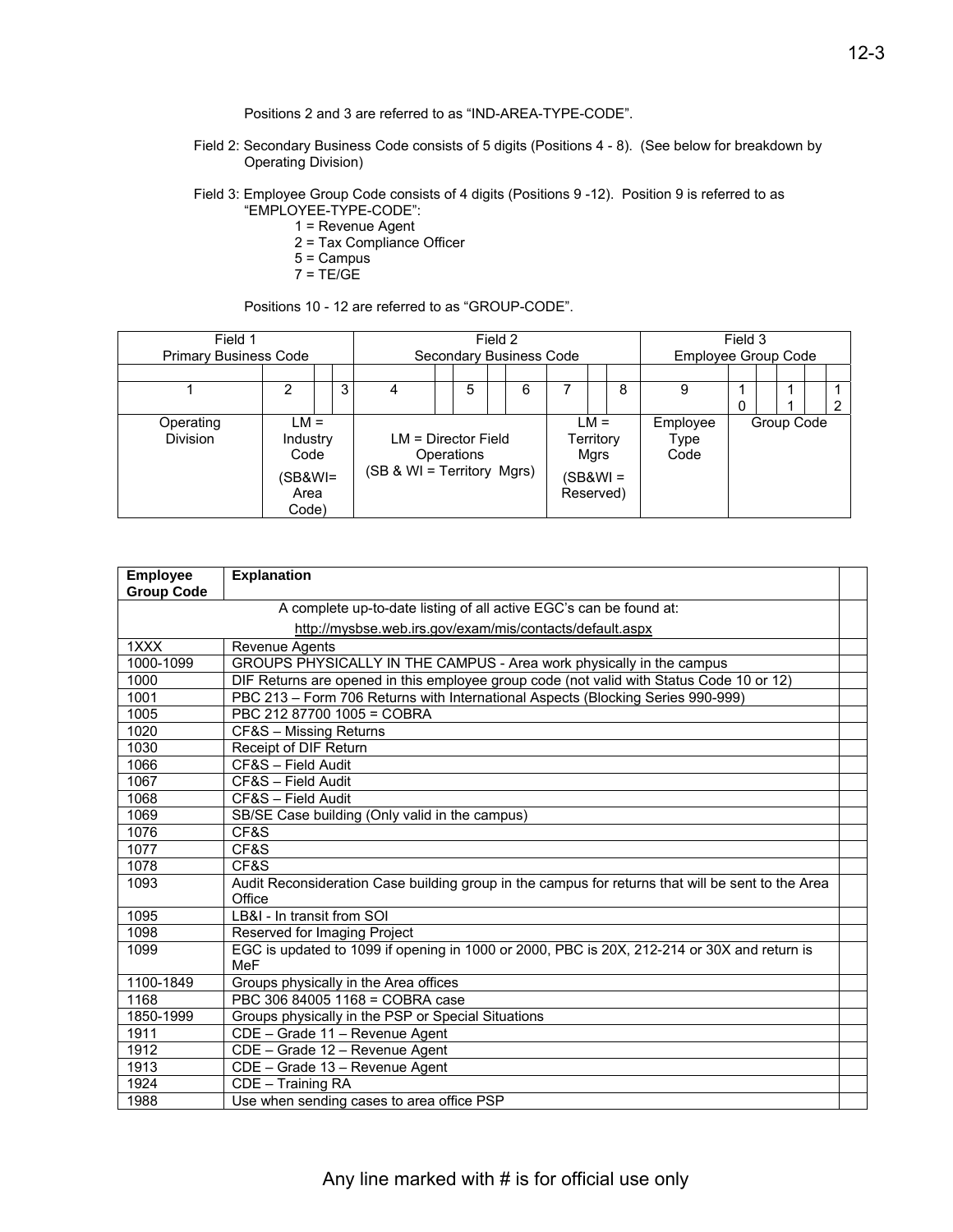Positions 2 and 3 are referred to as "IND-AREA-TYPE-CODE".

Field 2: Secondary Business Code consists of 5 digits (Positions 4 - 8). (See below for breakdown by Operating Division)

Field 3: Employee Group Code consists of 4 digits (Positions 9 -12). Position 9 is referred to as "EMPLOYEE-TYPE-CODE":

- 1 = Revenue Agent
- 2 = Tax Compliance Officer
- 5 = Campus
- 7 = TE/GE

Positions 10 - 12 are referred to as "GROUP-CODE".

| Field 1 Primary Business Code | | | Field 2 Secondary Business Code | | | | | Field 3 Employee Group Code | | | |
|---|---|---|---|---|---|---|---|---|---|---|---|
| 1 | 2 | 3 | 4 | 5 | 6 | 7 | 8 | 9 | 10 | 11 | 12 |
| Operating Division | LM = Industry Code (SB&WI= Area Code) | | LM = Director Field Operations (SB & WI = Territory Mgrs) | | | LM = Territory Mgrs (SB&WI = Reserved) | | Employee Type Code | Group Code | | |

| Employee Group Code | Explanation | |
|---|---|---|
| A complete up-to-date listing of all active EGC's can be found at: http://mysbse.web.irs.gov/exam/mis/contacts/default.aspx | | |
| 1XXX | Revenue Agents | |
| 1000-1099 | GROUPS PHYSICALLY IN THE CAMPUS - Area work physically in the campus | |
| 1000 | DIF Returns are opened in this employee group code (not valid with Status Code 10 or 12) | |
| 1001 | PBC 213 – Form 706 Returns with International Aspects (Blocking Series 990-999) | |
| 1005 | PBC 212 87700 1005 = COBRA | |
| 1020 | CF&S – Missing Returns | |
| 1030 | Receipt of DIF Return | |
| 1066 | CF&S – Field Audit | |
| 1067 | CF&S – Field Audit | |
| 1068 | CF&S – Field Audit | |
| 1069 | SB/SE Case building (Only valid in the campus) | |
| 1076 | CF&S | |
| 1077 | CF&S | |
| 1078 | CF&S | |
| 1093 | Audit Reconsideration Case building group in the campus for returns that will be sent to the Area Office | |
| 1095 | LB&I - In transit from SOI | |
| 1098 | Reserved for Imaging Project | |
| 1099 | EGC is updated to 1099 if opening in 1000 or 2000, PBC is 20X, 212-214 or 30X and return is MeF | |
| 1100-1849 | Groups physically in the Area offices | |
| 1168 | PBC 306 84005 1168 = COBRA case | |
| 1850-1999 | Groups physically in the PSP or Special Situations | |
| 1911 | CDE – Grade 11 – Revenue Agent | |
| 1912 | CDE – Grade 12 – Revenue Agent | |
| 1913 | CDE – Grade 13 – Revenue Agent | |
| 1924 | CDE – Training RA | |
| 1988 | Use when sending cases to area office PSP | |

Any line marked with # is for official use only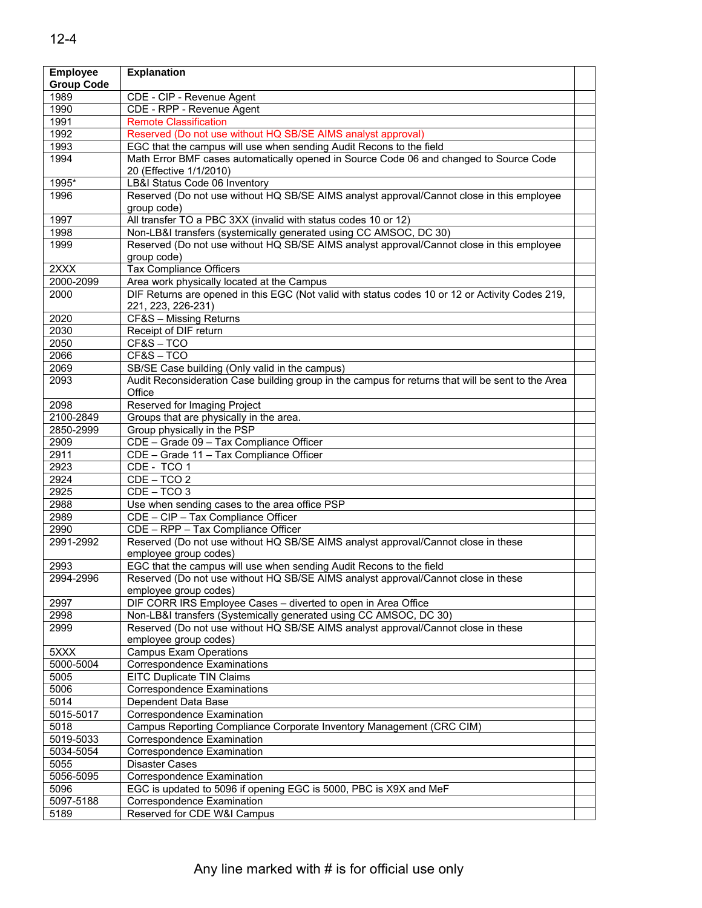| Employee Group Code | Explanation | |
|---|---|---|
| 1989 | CDE - CIP - Revenue Agent | |
| 1990 | CDE - RPP - Revenue Agent | |
| 1991 | Remote Classification | |
| 1992 | Reserved (Do not use without HQ SB/SE AIMS analyst approval) | |
| 1993 | EGC that the campus will use when sending Audit Recons to the field | |
| 1994 | Math Error BMF cases automatically opened in Source Code 06 and changed to Source Code 20 (Effective 1/1/2010) | |
| 1995* | LB&I Status Code 06 Inventory | |
| 1996 | Reserved (Do not use without HQ SB/SE AIMS analyst approval/Cannot close in this employee group code) | |
| 1997 | All transfer TO a PBC 3XX (invalid with status codes 10 or 12) | |
| 1998 | Non-LB&I transfers (systemically generated using CC AMSOC, DC 30) | |
| 1999 | Reserved (Do not use without HQ SB/SE AIMS analyst approval/Cannot close in this employee group code) | |
| 2XXX | Tax Compliance Officers | |
| 2000-2099 | Area work physically located at the Campus | |
| 2000 | DIF Returns are opened in this EGC (Not valid with status codes 10 or 12 or Activity Codes 219, 221, 223, 226-231) | |
| 2020 | CF&S – Missing Returns | |
| 2030 | Receipt of DIF return | |
| 2050 | CF&S – TCO | |
| 2066 | CF&S – TCO | |
| 2069 | SB/SE Case building (Only valid in the campus) | |
| 2093 | Audit Reconsideration Case building group in the campus for returns that will be sent to the Area Office | |
| 2098 | Reserved for Imaging Project | |
| 2100-2849 | Groups that are physically in the area. | |
| 2850-2999 | Group physically in the PSP | |
| 2909 | CDE – Grade 09 – Tax Compliance Officer | |
| 2911 | CDE – Grade 11 – Tax Compliance Officer | |
| 2923 | CDE - TCO 1 | |
| 2924 | CDE – TCO 2 | |
| 2925 | CDE – TCO 3 | |
| 2988 | Use when sending cases to the area office PSP | |
| 2989 | CDE – CIP – Tax Compliance Officer | |
| 2990 | CDE – RPP – Tax Compliance Officer | |
| 2991-2992 | Reserved (Do not use without HQ SB/SE AIMS analyst approval/Cannot close in these employee group codes) | |
| 2993 | EGC that the campus will use when sending Audit Recons to the field | |
| 2994-2996 | Reserved (Do not use without HQ SB/SE AIMS analyst approval/Cannot close in these employee group codes) | |
| 2997 | DIF CORR IRS Employee Cases – diverted to open in Area Office | |
| 2998 | Non-LB&I transfers (Systemically generated using CC AMSOC, DC 30) | |
| 2999 | Reserved (Do not use without HQ SB/SE AIMS analyst approval/Cannot close in these employee group codes) | |
| 5XXX | Campus Exam Operations | |
| 5000-5004 | Correspondence Examinations | |
| 5005 | EITC Duplicate TIN Claims | |
| 5006 | Correspondence Examinations | |
| 5014 | Dependent Data Base | |
| 5015-5017 | Correspondence Examination | |
| 5018 | Campus Reporting Compliance Corporate Inventory Management (CRC CIM) | |
| 5019-5033 | Correspondence Examination | |
| 5034-5054 | Correspondence Examination | |
| 5055 | Disaster Cases | |
| 5056-5095 | Correspondence Examination | |
| 5096 | EGC is updated to 5096 if opening EGC is 5000, PBC is X9X and MeF | |
| 5097-5188 | Correspondence Examination | |
| 5189 | Reserved for CDE W&I Campus | |

Any line marked with # is for official use only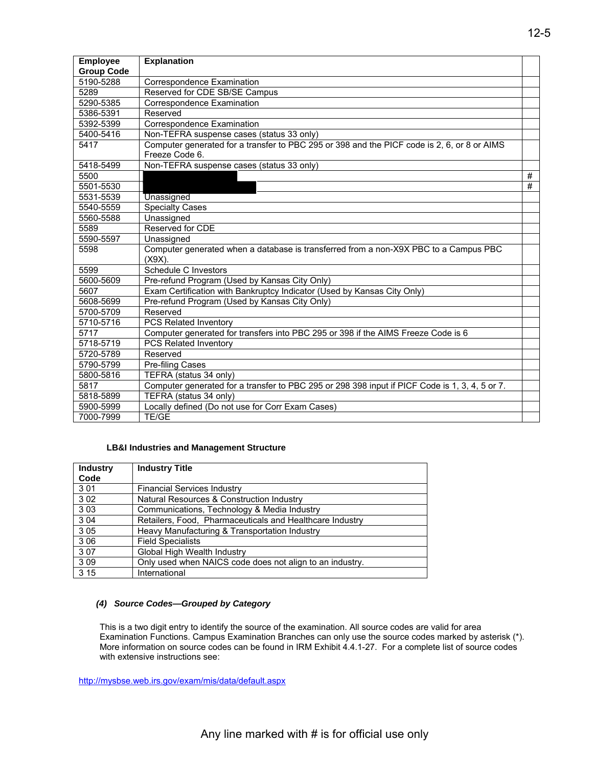| Employee Group Code | Explanation | |
|---|---|---|
| 5190-5288 | Correspondence Examination | |
| 5289 | Reserved for CDE SB/SE Campus | |
| 5290-5385 | Correspondence Examination | |
| 5386-5391 | Reserved | |
| 5392-5399 | Correspondence Examination | |
| 5400-5416 | Non-TEFRA suspense cases (status 33 only) | |
| 5417 | Computer generated for a transfer to PBC 295 or 398 and the PICF code is 2, 6, or 8 or AIMS Freeze Code 6. | |
| 5418-5499 | Non-TEFRA suspense cases (status 33 only) | |
| 5500 | | # |
| 5501-5530 | | # |
| 5531-5539 | Unassigned | |
| 5540-5559 | Specialty Cases | |
| 5560-5588 | Unassigned | |
| 5589 | Reserved for CDE | |
| 5590-5597 | Unassigned | |
| 5598 | Computer generated when a database is transferred from a non-X9X PBC to a Campus PBC (X9X). | |
| 5599 | Schedule C Investors | |
| 5600-5609 | Pre-refund Program (Used by Kansas City Only) | |
| 5607 | Exam Certification with Bankruptcy Indicator (Used by Kansas City Only) | |
| 5608-5699 | Pre-refund Program (Used by Kansas City Only) | |
| 5700-5709 | Reserved | |
| 5710-5716 | PCS Related Inventory | |
| 5717 | Computer generated for transfers into PBC 295 or 398 if the AIMS Freeze Code is 6 | |
| 5718-5719 | PCS Related Inventory | |
| 5720-5789 | Reserved | |
| 5790-5799 | Pre-filing Cases | |
| 5800-5816 | TEFRA (status 34 only) | |
| 5817 | Computer generated for a transfer to PBC 295 or 298 398 input if PICF Code is 1, 3, 4, 5 or 7. | |
| 5818-5899 | TEFRA (status 34 only) | |
| 5900-5999 | Locally defined (Do not use for Corr Exam Cases) | |
| 7000-7999 | TE/GE | |

**LB&I Industries and Management Structure**

| Industry Code | Industry Title |
|---|---|
| 3 01 | Financial Services Industry |
| 3 02 | Natural Resources & Construction Industry |
| 3 03 | Communications, Technology & Media Industry |
| 3 04 | Retailers, Food, Pharmaceuticals and Healthcare Industry |
| 3 05 | Heavy Manufacturing & Transportation Industry |
| 3 06 | Field Specialists |
| 3 07 | Global High Wealth Industry |
| 3 09 | Only used when NAICS code does not align to an industry. |
| 3 15 | International |

***(4) Source Codes—Grouped by Category***

This is a two digit entry to identify the source of the examination. All source codes are valid for area Examination Functions. Campus Examination Branches can only use the source codes marked by asterisk (*). More information on source codes can be found in IRM Exhibit 4.4.1-27. For a complete list of source codes with extensive instructions see:

http://mysbse.web.irs.gov/exam/mis/data/default.aspx

Any line marked with # is for official use only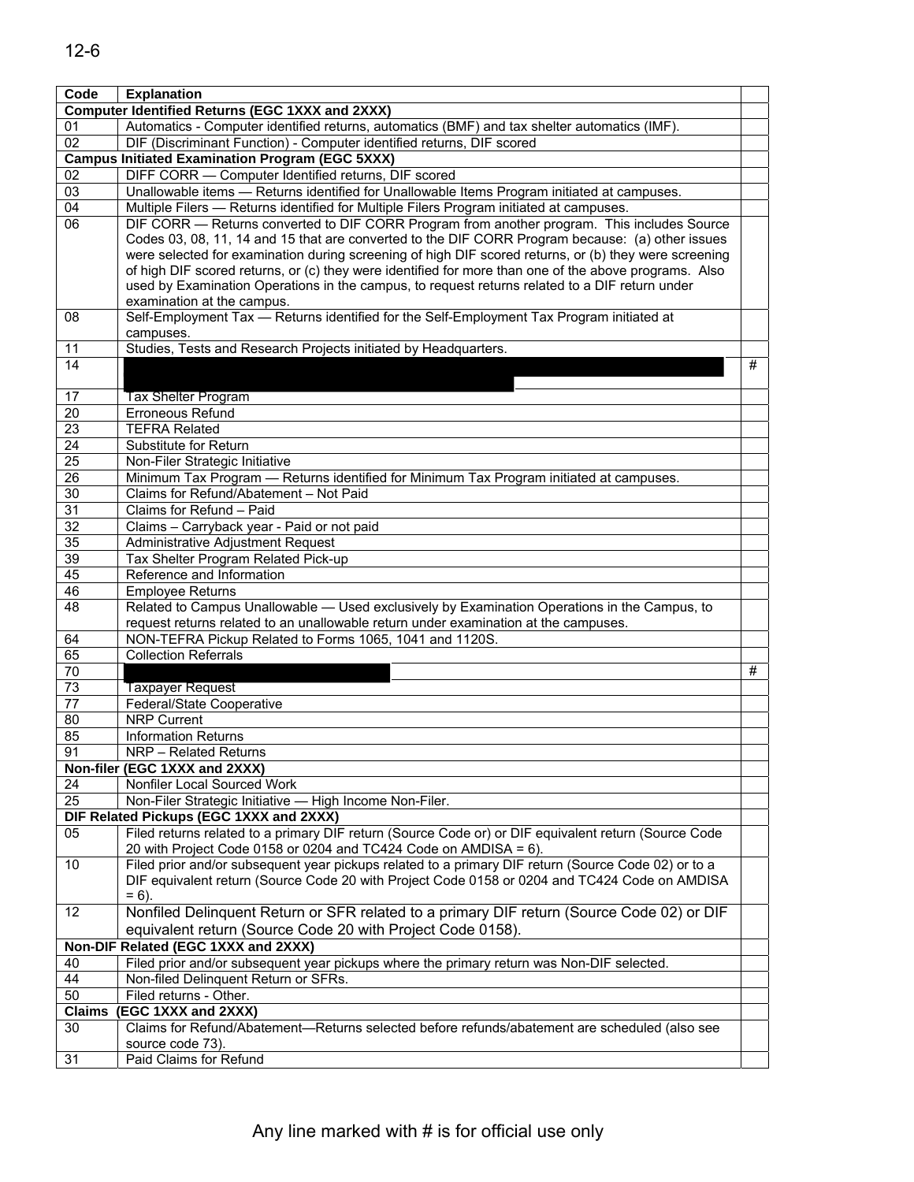| Code | Explanation | |
|---|---|---|
| **Computer Identified Returns (EGC 1XXX and 2XXX)** | | |
| 01 | Automatics - Computer identified returns, automatics (BMF) and tax shelter automatics (IMF). | |
| 02 | DIF (Discriminant Function) - Computer identified returns, DIF scored | |
| **Campus Initiated Examination Program (EGC 5XXX)** | | |
| 02 | DIFF CORR — Computer Identified returns, DIF scored | |
| 03 | Unallowable items — Returns identified for Unallowable Items Program initiated at campuses. | |
| 04 | Multiple Filers — Returns identified for Multiple Filers Program initiated at campuses. | |
| 06 | DIF CORR — Returns converted to DIF CORR Program from another program. This includes Source Codes 03, 08, 11, 14 and 15 that are converted to the DIF CORR Program because: (a) other issues were selected for examination during screening of high DIF scored returns, or (b) they were screening of high DIF scored returns, or (c) they were identified for more than one of the above programs. Also used by Examination Operations in the campus, to request returns related to a DIF return under examination at the campus. | |
| 08 | Self-Employment Tax — Returns identified for the Self-Employment Tax Program initiated at campuses. | |
| 11 | Studies, Tests and Research Projects initiated by Headquarters. | |
| 14 | | # |
| 17 | Tax Shelter Program | |
| 20 | Erroneous Refund | |
| 23 | TEFRA Related | |
| 24 | Substitute for Return | |
| 25 | Non-Filer Strategic Initiative | |
| 26 | Minimum Tax Program — Returns identified for Minimum Tax Program initiated at campuses. | |
| 30 | Claims for Refund/Abatement – Not Paid | |
| 31 | Claims for Refund – Paid | |
| 32 | Claims – Carryback year - Paid or not paid | |
| 35 | Administrative Adjustment Request | |
| 39 | Tax Shelter Program Related Pick-up | |
| 45 | Reference and Information | |
| 46 | Employee Returns | |
| 48 | Related to Campus Unallowable — Used exclusively by Examination Operations in the Campus, to request returns related to an unallowable return under examination at the campuses. | |
| 64 | NON-TEFRA Pickup Related to Forms 1065, 1041 and 1120S. | |
| 65 | Collection Referrals | |
| 70 | | # |
| 73 | Taxpayer Request | |
| 77 | Federal/State Cooperative | |
| 80 | NRP Current | |
| 85 | Information Returns | |
| 91 | NRP – Related Returns | |
| **Non-filer (EGC 1XXX and 2XXX)** | | |
| 24 | Nonfiler Local Sourced Work | |
| 25 | Non-Filer Strategic Initiative — High Income Non-Filer. | |
| **DIF Related Pickups (EGC 1XXX and 2XXX)** | | |
| 05 | Filed returns related to a primary DIF return (Source Code or) or DIF equivalent return (Source Code 20 with Project Code 0158 or 0204 and TC424 Code on AMDISA = 6). | |
| 10 | Filed prior and/or subsequent year pickups related to a primary DIF return (Source Code 02) or to a DIF equivalent return (Source Code 20 with Project Code 0158 or 0204 and TC424 Code on AMDISA = 6). | |
| 12 | Nonfiled Delinquent Return or SFR related to a primary DIF return (Source Code 02) or DIF equivalent return (Source Code 20 with Project Code 0158). | |
| **Non-DIF Related (EGC 1XXX and 2XXX)** | | |
| 40 | Filed prior and/or subsequent year pickups where the primary return was Non-DIF selected. | |
| 44 | Non-filed Delinquent Return or SFRs. | |
| 50 | Filed returns - Other. | |
| **Claims (EGC 1XXX and 2XXX)** | | |
| 30 | Claims for Refund/Abatement—Returns selected before refunds/abatement are scheduled (also see source code 73). | |
| 31 | Paid Claims for Refund | |

Any line marked with # is for official use only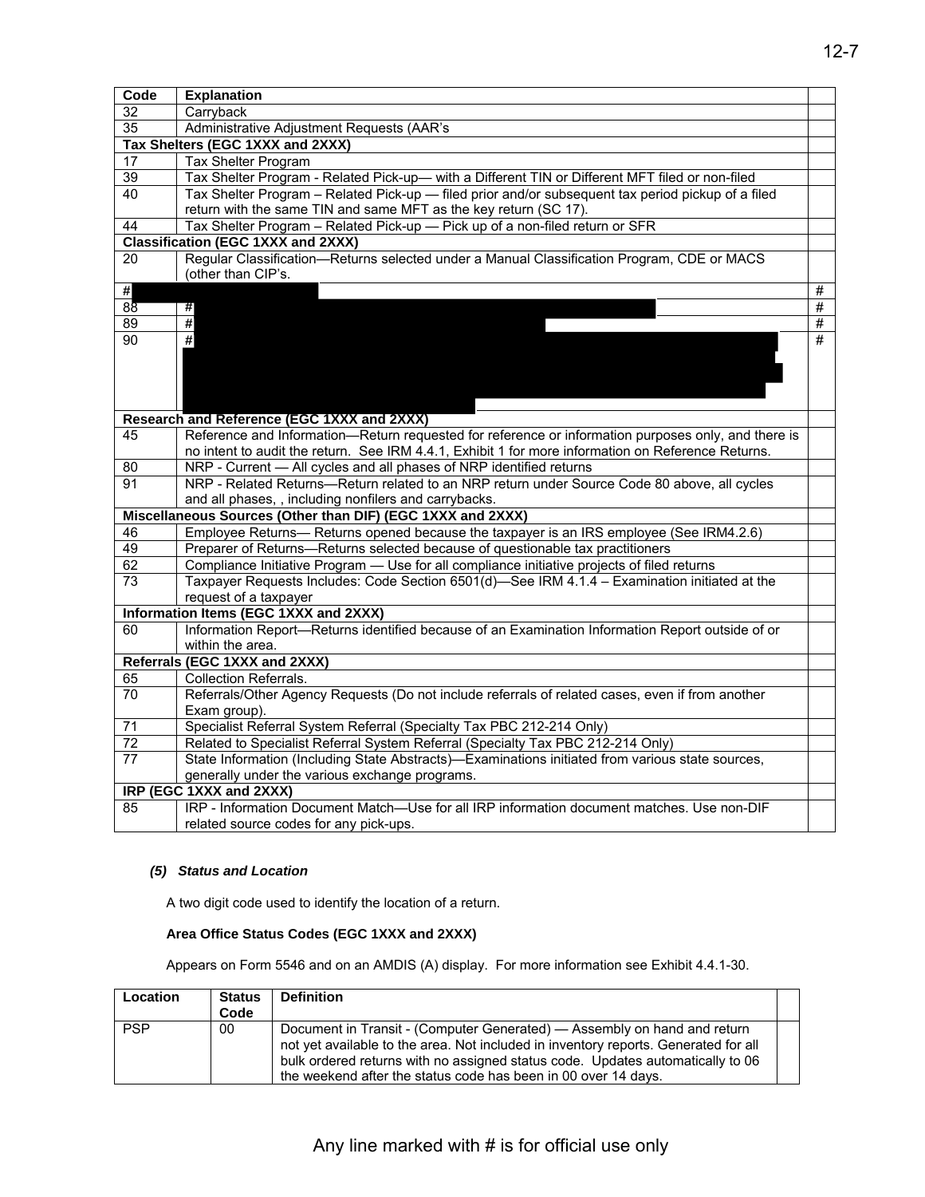| Code | Explanation | |
|---|---|---|
| 32 | Carryback | |
| 35 | Administrative Adjustment Requests (AAR's | |
| **Tax Shelters (EGC 1XXX and 2XXX)** | | |
| 17 | Tax Shelter Program | |
| 39 | Tax Shelter Program - Related Pick-up— with a Different TIN or Different MFT filed or non-filed | |
| 40 | Tax Shelter Program – Related Pick-up — filed prior and/or subsequent tax period pickup of a filed return with the same TIN and same MFT as the key return (SC 17). | |
| 44 | Tax Shelter Program – Related Pick-up — Pick up of a non-filed return or SFR | |
| **Classification (EGC 1XXX and 2XXX)** | | |
| 20 | Regular Classification—Returns selected under a Manual Classification Program, CDE or MACS (other than CIP's. | |
| # | | # |
| 88 | # | # |
| 89 | # | # |
| 90 | # | # |
| **Research and Reference (EGC 1XXX and 2XXX)** | | |
| 45 | Reference and Information—Return requested for reference or information purposes only, and there is no intent to audit the return. See IRM 4.4.1, Exhibit 1 for more information on Reference Returns. | |
| 80 | NRP - Current — All cycles and all phases of NRP identified returns | |
| 91 | NRP - Related Returns—Return related to an NRP return under Source Code 80 above, all cycles and all phases, , including nonfilers and carrybacks. | |
| **Miscellaneous Sources (Other than DIF) (EGC 1XXX and 2XXX)** | | |
| 46 | Employee Returns— Returns opened because the taxpayer is an IRS employee (See IRM4.2.6) | |
| 49 | Preparer of Returns—Returns selected because of questionable tax practitioners | |
| 62 | Compliance Initiative Program — Use for all compliance initiative projects of filed returns | |
| 73 | Taxpayer Requests Includes: Code Section 6501(d)—See IRM 4.1.4 – Examination initiated at the request of a taxpayer | |
| **Information Items (EGC 1XXX and 2XXX)** | | |
| 60 | Information Report—Returns identified because of an Examination Information Report outside of or within the area. | |
| **Referrals (EGC 1XXX and 2XXX)** | | |
| 65 | Collection Referrals. | |
| 70 | Referrals/Other Agency Requests (Do not include referrals of related cases, even if from another Exam group). | |
| 71 | Specialist Referral System Referral (Specialty Tax PBC 212-214 Only) | |
| 72 | Related to Specialist Referral System Referral (Specialty Tax PBC 212-214 Only) | |
| 77 | State Information (Including State Abstracts)—Examinations initiated from various state sources, generally under the various exchange programs. | |
| **IRP (EGC 1XXX and 2XXX)** | | |
| 85 | IRP - Information Document Match—Use for all IRP information document matches. Use non-DIF related source codes for any pick-ups. | |

***(5) Status and Location***

A two digit code used to identify the location of a return.

**Area Office Status Codes (EGC 1XXX and 2XXX)**

Appears on Form 5546 and on an AMDIS (A) display. For more information see Exhibit 4.4.1-30.

| Location | Status Code | Definition | |
|---|---|---|---|
| PSP | 00 | Document in Transit - (Computer Generated) — Assembly on hand and return not yet available to the area. Not included in inventory reports. Generated for all bulk ordered returns with no assigned status code. Updates automatically to 06 the weekend after the status code has been in 00 over 14 days. | |

Any line marked with # is for official use only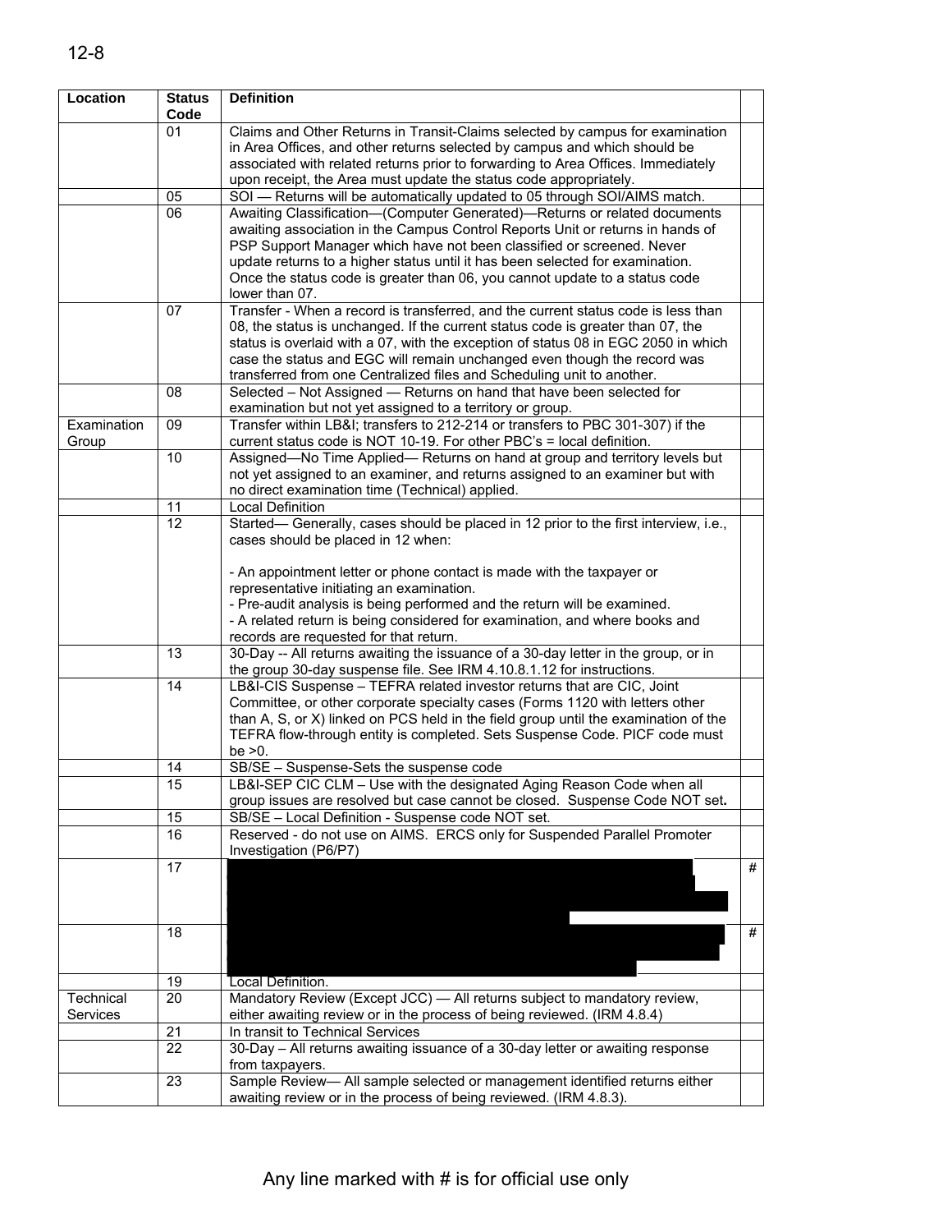| Location | Status Code | Definition | |
|---|---|---|---|
| | 01 | Claims and Other Returns in Transit-Claims selected by campus for examination in Area Offices, and other returns selected by campus and which should be associated with related returns prior to forwarding to Area Offices. Immediately upon receipt, the Area must update the status code appropriately. | |
| | 05 | SOI — Returns will be automatically updated to 05 through SOI/AIMS match. | |
| | 06 | Awaiting Classification—(Computer Generated)—Returns or related documents awaiting association in the Campus Control Reports Unit or returns in hands of PSP Support Manager which have not been classified or screened. Never update returns to a higher status until it has been selected for examination. Once the status code is greater than 06, you cannot update to a status code lower than 07. | |
| | 07 | Transfer - When a record is transferred, and the current status code is less than 08, the status is unchanged. If the current status code is greater than 07, the status is overlaid with a 07, with the exception of status 08 in EGC 2050 in which case the status and EGC will remain unchanged even though the record was transferred from one Centralized files and Scheduling unit to another. | |
| | 08 | Selected – Not Assigned — Returns on hand that have been selected for examination but not yet assigned to a territory or group. | |
| Examination Group | 09 | Transfer within LB&I; transfers to 212-214 or transfers to PBC 301-307) if the current status code is NOT 10-19. For other PBC's = local definition. | |
| | 10 | Assigned—No Time Applied— Returns on hand at group and territory levels but not yet assigned to an examiner, and returns assigned to an examiner but with no direct examination time (Technical) applied. | |
| | 11 | Local Definition | |
| | 12 | Started— Generally, cases should be placed in 12 prior to the first interview, i.e., cases should be placed in 12 when:<br><br>- An appointment letter or phone contact is made with the taxpayer or representative initiating an examination.<br>- Pre-audit analysis is being performed and the return will be examined.<br>- A related return is being considered for examination, and where books and records are requested for that return. | |
| | 13 | 30-Day -- All returns awaiting the issuance of a 30-day letter in the group, or in the group 30-day suspense file. See IRM 4.10.8.1.12 for instructions. | |
| | 14 | LB&I-CIS Suspense – TEFRA related investor returns that are CIC, Joint Committee, or other corporate specialty cases (Forms 1120 with letters other than A, S, or X) linked on PCS held in the field group until the examination of the TEFRA flow-through entity is completed. Sets Suspense Code. PICF code must be >0. | |
| | 14 | SB/SE – Suspense-Sets the suspense code | |
| | 15 | LB&I-SEP CIC CLM – Use with the designated Aging Reason Code when all group issues are resolved but case cannot be closed. Suspense Code NOT set**.** | |
| | 15 | SB/SE – Local Definition - Suspense code NOT set. | |
| | 16 | Reserved - do not use on AIMS. ERCS only for Suspended Parallel Promoter Investigation (P6/P7) | |
| | 17 | [REDACTED] | # |
| | 18 | [REDACTED] | # |
| | 19 | Local Definition. | |
| Technical Services | 20 | Mandatory Review (Except JCC) — All returns subject to mandatory review, either awaiting review or in the process of being reviewed. (IRM 4.8.4) | |
| | 21 | In transit to Technical Services | |
| | 22 | 30-Day – All returns awaiting issuance of a 30-day letter or awaiting response from taxpayers. | |
| | 23 | Sample Review— All sample selected or management identified returns either awaiting review or in the process of being reviewed. (IRM 4.8.3). | |

Any line marked with # is for official use only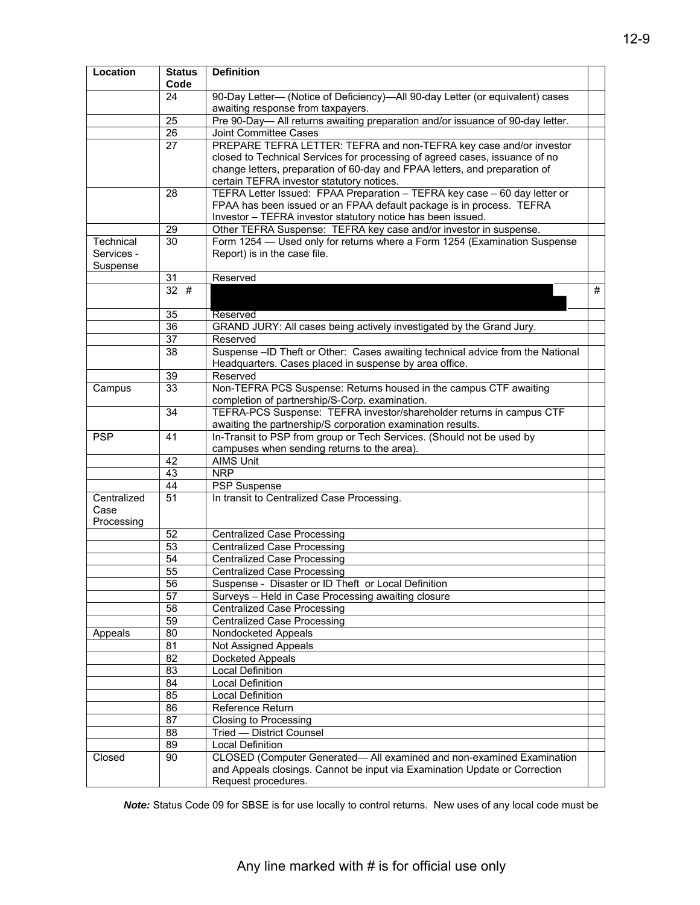| Location | Status Code | Definition | |
|---|---|---|---|
| | 24 | 90-Day Letter— (Notice of Deficiency)—All 90-day Letter (or equivalent) cases awaiting response from taxpayers. | |
| | 25 | Pre 90-Day— All returns awaiting preparation and/or issuance of 90-day letter. | |
| | 26 | Joint Committee Cases | |
| | 27 | PREPARE TEFRA LETTER: TEFRA and non-TEFRA key case and/or investor closed to Technical Services for processing of agreed cases, issuance of no change letters, preparation of 60-day and FPAA letters, and preparation of certain TEFRA investor statutory notices. | |
| | 28 | TEFRA Letter Issued: FPAA Preparation – TEFRA key case – 60 day letter or FPAA has been issued or an FPAA default package is in process. TEFRA Investor – TEFRA investor statutory notice has been issued. | |
| | 29 | Other TEFRA Suspense: TEFRA key case and/or investor in suspense. | |
| Technical Services - Suspense | 30 | Form 1254 — Used only for returns where a Form 1254 (Examination Suspense Report) is in the case file. | |
| | 31 | Reserved | |
| | 32 # | | # |
| | 35 | Reserved | |
| | 36 | GRAND JURY: All cases being actively investigated by the Grand Jury. | |
| | 37 | Reserved | |
| | 38 | Suspense –ID Theft or Other: Cases awaiting technical advice from the National Headquarters. Cases placed in suspense by area office. | |
| | 39 | Reserved | |
| Campus | 33 | Non-TEFRA PCS Suspense: Returns housed in the campus CTF awaiting completion of partnership/S-Corp. examination. | |
| | 34 | TEFRA-PCS Suspense: TEFRA investor/shareholder returns in campus CTF awaiting the partnership/S corporation examination results. | |
| PSP | 41 | In-Transit to PSP from group or Tech Services. (Should not be used by campuses when sending returns to the area). | |
| | 42 | AIMS Unit | |
| | 43 | NRP | |
| | 44 | PSP Suspense | |
| Centralized Case Processing | 51 | In transit to Centralized Case Processing. | |
| | 52 | Centralized Case Processing | |
| | 53 | Centralized Case Processing | |
| | 54 | Centralized Case Processing | |
| | 55 | Centralized Case Processing | |
| | 56 | Suspense - Disaster or ID Theft or Local Definition | |
| | 57 | Surveys – Held in Case Processing awaiting closure | |
| | 58 | Centralized Case Processing | |
| | 59 | Centralized Case Processing | |
| Appeals | 80 | Nondocketed Appeals | |
| | 81 | Not Assigned Appeals | |
| | 82 | Docketed Appeals | |
| | 83 | Local Definition | |
| | 84 | Local Definition | |
| | 85 | Local Definition | |
| | 86 | Reference Return | |
| | 87 | Closing to Processing | |
| | 88 | Tried — District Counsel | |
| | 89 | Local Definition | |
| Closed | 90 | CLOSED (Computer Generated— All examined and non-examined Examination and Appeals closings. Cannot be input via Examination Update or Correction Request procedures. | |

***Note:*** Status Code 09 for SBSE is for use locally to control returns. New uses of any local code must be

Any line marked with # is for official use only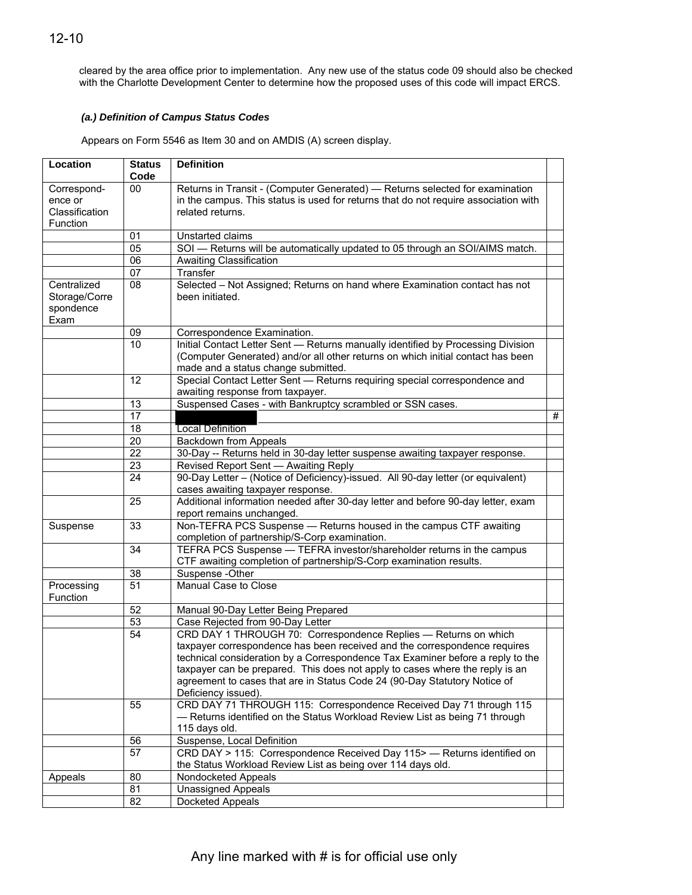cleared by the area office prior to implementation. Any new use of the status code 09 should also be checked with the Charlotte Development Center to determine how the proposed uses of this code will impact ERCS.

***(a.) Definition of Campus Status Codes***

Appears on Form 5546 as Item 30 and on AMDIS (A) screen display.

| Location | Status Code | Definition | |
|---|---|---|---|
| Correspondence or Classification Function | 00 | Returns in Transit - (Computer Generated) — Returns selected for examination in the campus. This status is used for returns that do not require association with related returns. | |
| | 01 | Unstarted claims | |
| | 05 | SOI — Returns will be automatically updated to 05 through an SOI/AIMS match. | |
| | 06 | Awaiting Classification | |
| | 07 | Transfer | |
| Centralized Storage/Correspondence Exam | 08 | Selected – Not Assigned; Returns on hand where Examination contact has not been initiated. | |
| | 09 | Correspondence Examination. | |
| | 10 | Initial Contact Letter Sent — Returns manually identified by Processing Division (Computer Generated) and/or all other returns on which initial contact has been made and a status change submitted. | |
| | 12 | Special Contact Letter Sent — Returns requiring special correspondence and awaiting response from taxpayer. | |
| | 13 | Suspended Cases - with Bankruptcy scrambled or SSN cases. | |
| | 17 | | # |
| | 18 | Local Definition | |
| | 20 | Backdown from Appeals | |
| | 22 | 30-Day -- Returns held in 30-day letter suspense awaiting taxpayer response. | |
| | 23 | Revised Report Sent — Awaiting Reply | |
| | 24 | 90-Day Letter – (Notice of Deficiency)-issued. All 90-day letter (or equivalent) cases awaiting taxpayer response. | |
| | 25 | Additional information needed after 30-day letter and before 90-day letter, exam report remains unchanged. | |
| Suspense | 33 | Non-TEFRA PCS Suspense — Returns housed in the campus CTF awaiting completion of partnership/S-Corp examination. | |
| | 34 | TEFRA PCS Suspense — TEFRA investor/shareholder returns in the campus CTF awaiting completion of partnership/S-Corp examination results. | |
| | 38 | Suspense -Other | |
| Processing Function | 51 | Manual Case to Close | |
| | 52 | Manual 90-Day Letter Being Prepared | |
| | 53 | Case Rejected from 90-Day Letter | |
| | 54 | CRD DAY 1 THROUGH 70: Correspondence Replies — Returns on which taxpayer correspondence has been received and the correspondence requires technical consideration by a Correspondence Tax Examiner before a reply to the taxpayer can be prepared. This does not apply to cases where the reply is an agreement to cases that are in Status Code 24 (90-Day Statutory Notice of Deficiency issued). | |
| | 55 | CRD DAY 71 THROUGH 115: Correspondence Received Day 71 through 115 — Returns identified on the Status Workload Review List as being 71 through 115 days old. | |
| | 56 | Suspense, Local Definition | |
| | 57 | CRD DAY > 115: Correspondence Received Day 115> — Returns identified on the Status Workload Review List as being over 114 days old. | |
| Appeals | 80 | Nondocketed Appeals | |
| | 81 | Unassigned Appeals | |
| | 82 | Docketed Appeals | |

Any line marked with # is for official use only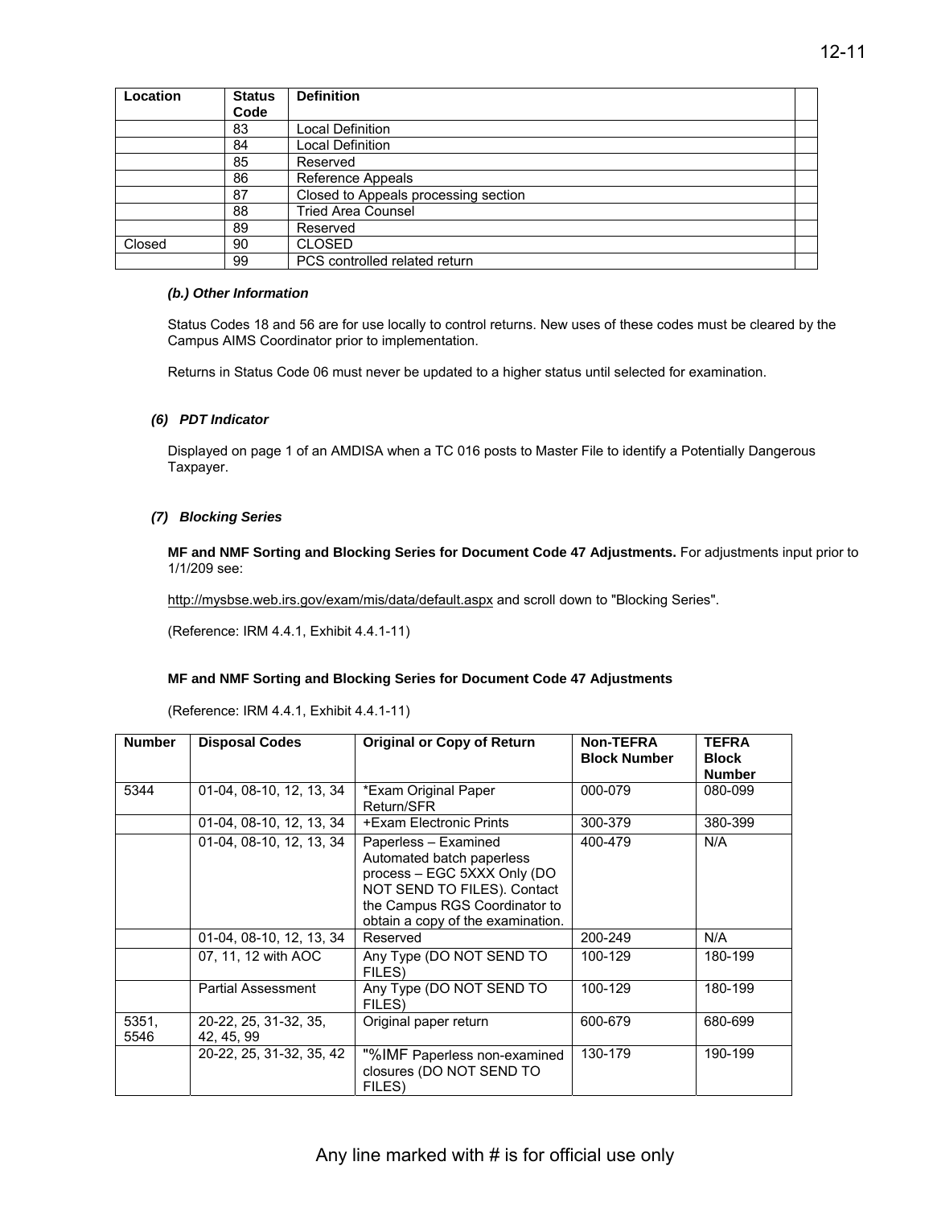| Location | Status Code | Definition | |
|---|---|---|---|
| | 83 | Local Definition | |
| | 84 | Local Definition | |
| | 85 | Reserved | |
| | 86 | Reference Appeals | |
| | 87 | Closed to Appeals processing section | |
| | 88 | Tried Area Counsel | |
| | 89 | Reserved | |
| Closed | 90 | CLOSED | |
| | 99 | PCS controlled related return | |

***(b.) Other Information***

Status Codes 18 and 56 are for use locally to control returns. New uses of these codes must be cleared by the Campus AIMS Coordinator prior to implementation.

Returns in Status Code 06 must never be updated to a higher status until selected for examination.

### *(6) PDT Indicator*

Displayed on page 1 of an AMDISA when a TC 016 posts to Master File to identify a Potentially Dangerous Taxpayer.

### *(7) Blocking Series*

**MF and NMF Sorting and Blocking Series for Document Code 47 Adjustments.** For adjustments input prior to 1/1/209 see:

http://mysbse.web.irs.gov/exam/mis/data/default.aspx and scroll down to "Blocking Series".

(Reference: IRM 4.4.1, Exhibit 4.4.1-11)

**MF and NMF Sorting and Blocking Series for Document Code 47 Adjustments**

(Reference: IRM 4.4.1, Exhibit 4.4.1-11)

| Number | Disposal Codes | Original or Copy of Return | Non-TEFRA Block Number | TEFRA Block Number |
|---|---|---|---|---|
| 5344 | 01-04, 08-10, 12, 13, 34 | *Exam Original Paper Return/SFR | 000-079 | 080-099 |
| | 01-04, 08-10, 12, 13, 34 | +Exam Electronic Prints | 300-379 | 380-399 |
| | 01-04, 08-10, 12, 13, 34 | Paperless – Examined Automated batch paperless process – EGC 5XXX Only (DO NOT SEND TO FILES). Contact the Campus RGS Coordinator to obtain a copy of the examination. | 400-479 | N/A |
| | 01-04, 08-10, 12, 13, 34 | Reserved | 200-249 | N/A |
| | 07, 11, 12 with AOC | Any Type (DO NOT SEND TO FILES) | 100-129 | 180-199 |
| | Partial Assessment | Any Type (DO NOT SEND TO FILES) | 100-129 | 180-199 |
| 5351, 5546 | 20-22, 25, 31-32, 35, 42, 45, 99 | Original paper return | 600-679 | 680-699 |
| | 20-22, 25, 31-32, 35, 42 | "%IMF Paperless non-examined closures (DO NOT SEND TO FILES) | 130-179 | 190-199 |

Any line marked with # is for official use only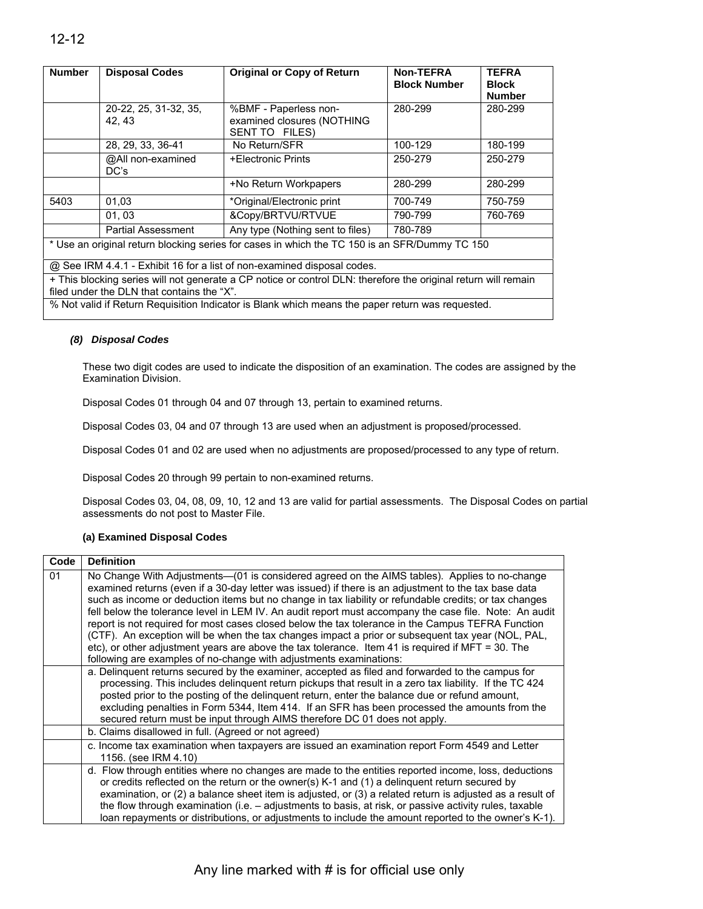| Number | Disposal Codes | Original or Copy of Return | Non-TEFRA Block Number | TEFRA Block Number |
|---|---|---|---|---|
| | 20-22, 25, 31-32, 35, 42, 43 | %BMF - Paperless non-examined closures (NOTHING SENT TO FILES) | 280-299 | 280-299 |
| | 28, 29, 33, 36-41 | No Return/SFR | 100-129 | 180-199 |
| | @All non-examined DC's | +Electronic Prints | 250-279 | 250-279 |
| | | +No Return Workpapers | 280-299 | 280-299 |
| 5403 | 01,03 | *Original/Electronic print | 700-749 | 750-759 |
| | 01, 03 | &Copy/BRTVU/RTVUE | 790-799 | 760-769 |
| | Partial Assessment | Any type (Nothing sent to files) | 780-789 | |
| * Use an original return blocking series for cases in which the TC 150 is an SFR/Dummy TC 150 | | | | |
| @ See IRM 4.4.1 - Exhibit 16 for a list of non-examined disposal codes. | | | | |
| + This blocking series will not generate a CP notice or control DLN: therefore the original return will remain filed under the DLN that contains the "X". | | | | |
| % Not valid if Return Requisition Indicator is Blank which means the paper return was requested. | | | | |

***(8) Disposal Codes***

These two digit codes are used to indicate the disposition of an examination. The codes are assigned by the Examination Division.

Disposal Codes 01 through 04 and 07 through 13, pertain to examined returns.

Disposal Codes 03, 04 and 07 through 13 are used when an adjustment is proposed/processed.

Disposal Codes 01 and 02 are used when no adjustments are proposed/processed to any type of return.

Disposal Codes 20 through 99 pertain to non-examined returns.

Disposal Codes 03, 04, 08, 09, 10, 12 and 13 are valid for partial assessments. The Disposal Codes on partial assessments do not post to Master File.

**(a) Examined Disposal Codes**

| Code | Definition |
|---|---|
| 01 | No Change With Adjustments—(01 is considered agreed on the AIMS tables). Applies to no-change examined returns (even if a 30-day letter was issued) if there is an adjustment to the tax base data such as income or deduction items but no change in tax liability or refundable credits; or tax changes fell below the tolerance level in LEM IV. An audit report must accompany the case file. Note: An audit report is not required for most cases closed below the tax tolerance in the Campus TEFRA Function (CTF). An exception will be when the tax changes impact a prior or subsequent tax year (NOL, PAL, etc), or other adjustment years are above the tax tolerance. Item 41 is required if MFT = 30. The following are examples of no-change with adjustments examinations: |
| | a. Delinquent returns secured by the examiner, accepted as filed and forwarded to the campus for processing. This includes delinquent return pickups that result in a zero tax liability. If the TC 424 posted prior to the posting of the delinquent return, enter the balance due or refund amount, excluding penalties in Form 5344, Item 414. If an SFR has been processed the amounts from the secured return must be input through AIMS therefore DC 01 does not apply. |
| | b. Claims disallowed in full. (Agreed or not agreed) |
| | c. Income tax examination when taxpayers are issued an examination report Form 4549 and Letter 1156. (see IRM 4.10) |
| | d. Flow through entities where no changes are made to the entities reported income, loss, deductions or credits reflected on the return or the owner(s) K-1 and (1) a delinquent return secured by examination, or (2) a balance sheet item is adjusted, or (3) a related return is adjusted as a result of the flow through examination (i.e. – adjustments to basis, at risk, or passive activity rules, taxable loan repayments or distributions, or adjustments to include the amount reported to the owner's K-1). |

Any line marked with # is for official use only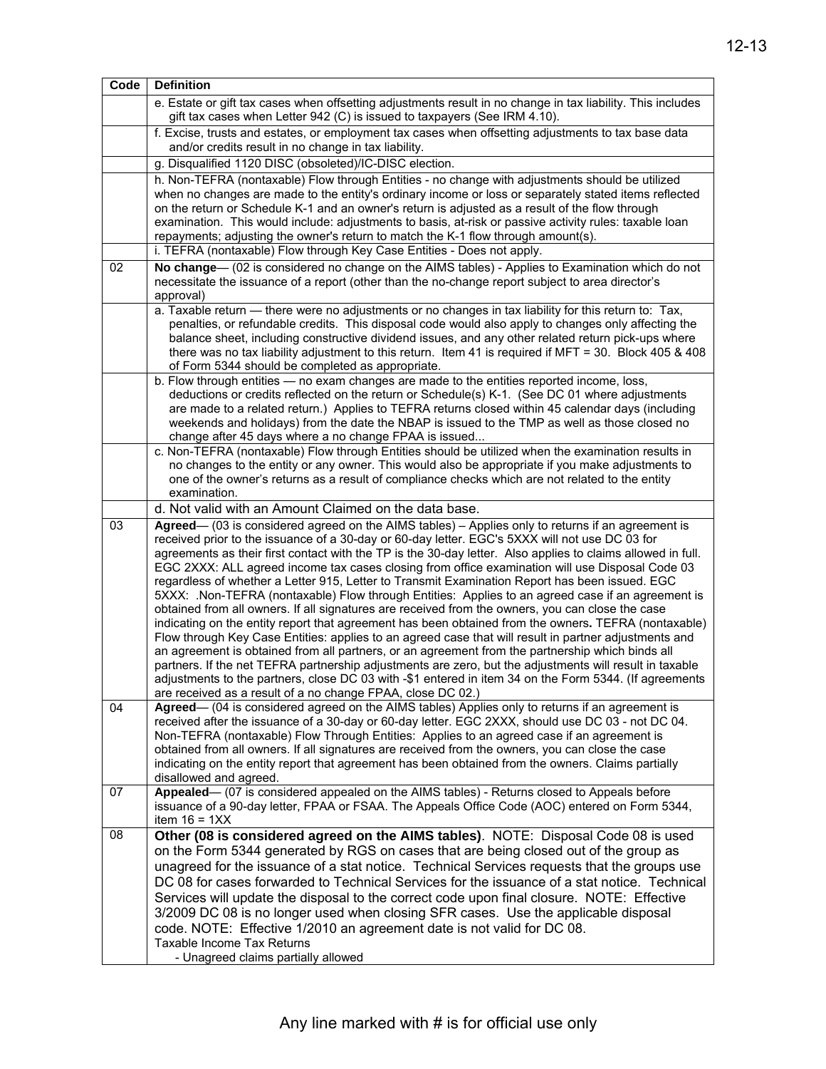| Code | Definition |
|---|---|
| | e. Estate or gift tax cases when offsetting adjustments result in no change in tax liability. This includes gift tax cases when Letter 942 (C) is issued to taxpayers (See IRM 4.10). |
| | f. Excise, trusts and estates, or employment tax cases when offsetting adjustments to tax base data and/or credits result in no change in tax liability. |
| | g. Disqualified 1120 DISC (obsoleted)/IC-DISC election. |
| | h. Non-TEFRA (nontaxable) Flow through Entities - no change with adjustments should be utilized when no changes are made to the entity's ordinary income or loss or separately stated items reflected on the return or Schedule K-1 and an owner's return is adjusted as a result of the flow through examination. This would include: adjustments to basis, at-risk or passive activity rules: taxable loan repayments; adjusting the owner's return to match the K-1 flow through amount(s). |
| | i. TEFRA (nontaxable) Flow through Key Case Entities - Does not apply. |
| 02 | **No change**— (02 is considered no change on the AIMS tables) - Applies to Examination which do not necessitate the issuance of a report (other than the no-change report subject to area director's approval) |
| | a. Taxable return — there were no adjustments or no changes in tax liability for this return to: Tax, penalties, or refundable credits. This disposal code would also apply to changes only affecting the balance sheet, including constructive dividend issues, and any other related return pick-ups where there was no tax liability adjustment to this return. Item 41 is required if MFT = 30. Block 405 & 408 of Form 5344 should be completed as appropriate. |
| | b. Flow through entities — no exam changes are made to the entities reported income, loss, deductions or credits reflected on the return or Schedule(s) K-1. (See DC 01 where adjustments are made to a related return.) Applies to TEFRA returns closed within 45 calendar days (including weekends and holidays) from the date the NBAP is issued to the TMP as well as those closed no change after 45 days where a no change FPAA is issued... |
| | c. Non-TEFRA (nontaxable) Flow through Entities should be utilized when the examination results in no changes to the entity or any owner. This would also be appropriate if you make adjustments to one of the owner's returns as a result of compliance checks which are not related to the entity examination. |
| | d. Not valid with an Amount Claimed on the data base. |
| 03 | **Agreed**— (03 is considered agreed on the AIMS tables) – Applies only to returns if an agreement is received prior to the issuance of a 30-day or 60-day letter. EGC's 5XXX will not use DC 03 for agreements as their first contact with the TP is the 30-day letter. Also applies to claims allowed in full. EGC 2XXX: ALL agreed income tax cases closing from office examination will use Disposal Code 03 regardless of whether a Letter 915, Letter to Transmit Examination Report has been issued. EGC 5XXX: .Non-TEFRA (nontaxable) Flow through Entities: Applies to an agreed case if an agreement is obtained from all owners. If all signatures are received from the owners, you can close the case indicating on the entity report that agreement has been obtained from the owners**.** TEFRA (nontaxable) Flow through Key Case Entities: applies to an agreed case that will result in partner adjustments and an agreement is obtained from all partners, or an agreement from the partnership which binds all partners. If the net TEFRA partnership adjustments are zero, but the adjustments will result in taxable adjustments to the partners, close DC 03 with -$1 entered in item 34 on the Form 5344. (If agreements are received as a result of a no change FPAA, close DC 02.) |
| 04 | **Agreed**— (04 is considered agreed on the AIMS tables) Applies only to returns if an agreement is received after the issuance of a 30-day or 60-day letter. EGC 2XXX, should use DC 03 - not DC 04. Non-TEFRA (nontaxable) Flow Through Entities: Applies to an agreed case if an agreement is obtained from all owners. If all signatures are received from the owners, you can close the case indicating on the entity report that agreement has been obtained from the owners. Claims partially disallowed and agreed. |
| 07 | **Appealed**— (07 is considered appealed on the AIMS tables) - Returns closed to Appeals before issuance of a 90-day letter, FPAA or FSAA. The Appeals Office Code (AOC) entered on Form 5344, item 16 = 1XX |
| 08 | **Other (08 is considered agreed on the AIMS tables)**. NOTE: Disposal Code 08 is used on the Form 5344 generated by RGS on cases that are being closed out of the group as unagreed for the issuance of a stat notice. Technical Services requests that the groups use DC 08 for cases forwarded to Technical Services for the issuance of a stat notice. Technical Services will update the disposal to the correct code upon final closure. NOTE: Effective 3/2009 DC 08 is no longer used when closing SFR cases. Use the applicable disposal code. NOTE: Effective 1/2010 an agreement date is not valid for DC 08.<br>Taxable Income Tax Returns<br>- Unagreed claims partially allowed |

Any line marked with # is for official use only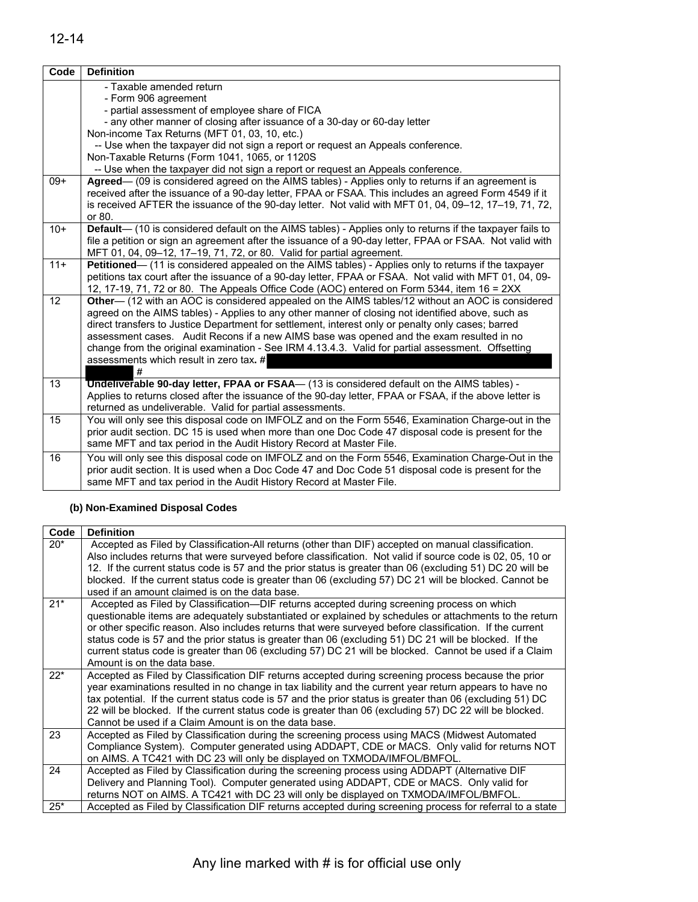| Code | Definition |
|---|---|
| | - Taxable amended return<br>- Form 906 agreement<br>- partial assessment of employee share of FICA<br>- any other manner of closing after issuance of a 30-day or 60-day letter<br>Non-income Tax Returns (MFT 01, 03, 10, etc.)<br>-- Use when the taxpayer did not sign a report or request an Appeals conference.<br>Non-Taxable Returns (Form 1041, 1065, or 1120S<br>-- Use when the taxpayer did not sign a report or request an Appeals conference. |
| 09+ | **Agreed**— (09 is considered agreed on the AIMS tables) - Applies only to returns if an agreement is received after the issuance of a 90-day letter, FPAA or FSAA. This includes an agreed Form 4549 if it is received AFTER the issuance of the 90-day letter. Not valid with MFT 01, 04, 09–12, 17–19, 71, 72, or 80. |
| 10+ | **Default**— (10 is considered default on the AIMS tables) - Applies only to returns if the taxpayer fails to file a petition or sign an agreement after the issuance of a 90-day letter, FPAA or FSAA. Not valid with MFT 01, 04, 09–12, 17–19, 71, 72, or 80. Valid for partial agreement. |
| 11+ | **Petitioned**— (11 is considered appealed on the AIMS tables) - Applies only to returns if the taxpayer petitions tax court after the issuance of a 90-day letter, FPAA or FSAA. Not valid with MFT 01, 04, 09-12, 17-19, 71, 72 or 80. The Appeals Office Code (AOC) entered on Form 5344, item 16 = 2XX |
| 12 | **Other**— (12 with an AOC is considered appealed on the AIMS tables/12 without an AOC is considered agreed on the AIMS tables) - Applies to any other manner of closing not identified above, such as direct transfers to Justice Department for settlement, interest only or penalty only cases; barred assessment cases. Audit Recons if a new AIMS base was opened and the exam resulted in no change from the original examination - See IRM 4.13.4.3. Valid for partial assessment. Offsetting assessments which result in zero tax. # # |
| 13 | **Undeliverable 90-day letter, FPAA or FSAA**— (13 is considered default on the AIMS tables) - Applies to returns closed after the issuance of the 90-day letter, FPAA or FSAA, if the above letter is returned as undeliverable. Valid for partial assessments. |
| 15 | You will only see this disposal code on IMFOLZ and on the Form 5546, Examination Charge-out in the prior audit section. DC 15 is used when more than one Doc Code 47 disposal code is present for the same MFT and tax period in the Audit History Record at Master File. |
| 16 | You will only see this disposal code on IMFOLZ and on the Form 5546, Examination Charge-Out in the prior audit section. It is used when a Doc Code 47 and Doc Code 51 disposal code is present for the same MFT and tax period in the Audit History Record at Master File. |

**(b) Non-Examined Disposal Codes**

| Code | Definition |
|---|---|
| 20* | Accepted as Filed by Classification-All returns (other than DIF) accepted on manual classification. Also includes returns that were surveyed before classification. Not valid if source code is 02, 05, 10 or 12. If the current status code is 57 and the prior status is greater than 06 (excluding 51) DC 20 will be blocked. If the current status code is greater than 06 (excluding 57) DC 21 will be blocked. Cannot be used if an amount claimed is on the data base. |
| 21* | Accepted as Filed by Classification—DIF returns accepted during screening process on which questionable items are adequately substantiated or explained by schedules or attachments to the return or other specific reason. Also includes returns that were surveyed before classification. If the current status code is 57 and the prior status is greater than 06 (excluding 51) DC 21 will be blocked. If the current status code is greater than 06 (excluding 57) DC 21 will be blocked. Cannot be used if a Claim Amount is on the data base. |
| 22* | Accepted as Filed by Classification DIF returns accepted during screening process because the prior year examinations resulted in no change in tax liability and the current year return appears to have no tax potential. If the current status code is 57 and the prior status is greater than 06 (excluding 51) DC 22 will be blocked. If the current status code is greater than 06 (excluding 57) DC 22 will be blocked. Cannot be used if a Claim Amount is on the data base. |
| 23 | Accepted as Filed by Classification during the screening process using MACS (Midwest Automated Compliance System). Computer generated using ADDAPT, CDE or MACS. Only valid for returns NOT on AIMS. A TC421 with DC 23 will only be displayed on TXMODA/IMFOL/BMFOL. |
| 24 | Accepted as Filed by Classification during the screening process using ADDAPT (Alternative DIF Delivery and Planning Tool). Computer generated using ADDAPT, CDE or MACS. Only valid for returns NOT on AIMS. A TC421 with DC 23 will only be displayed on TXMODA/IMFOL/BMFOL. |
| 25* | Accepted as Filed by Classification DIF returns accepted during screening process for referral to a state |

Any line marked with # is for official use only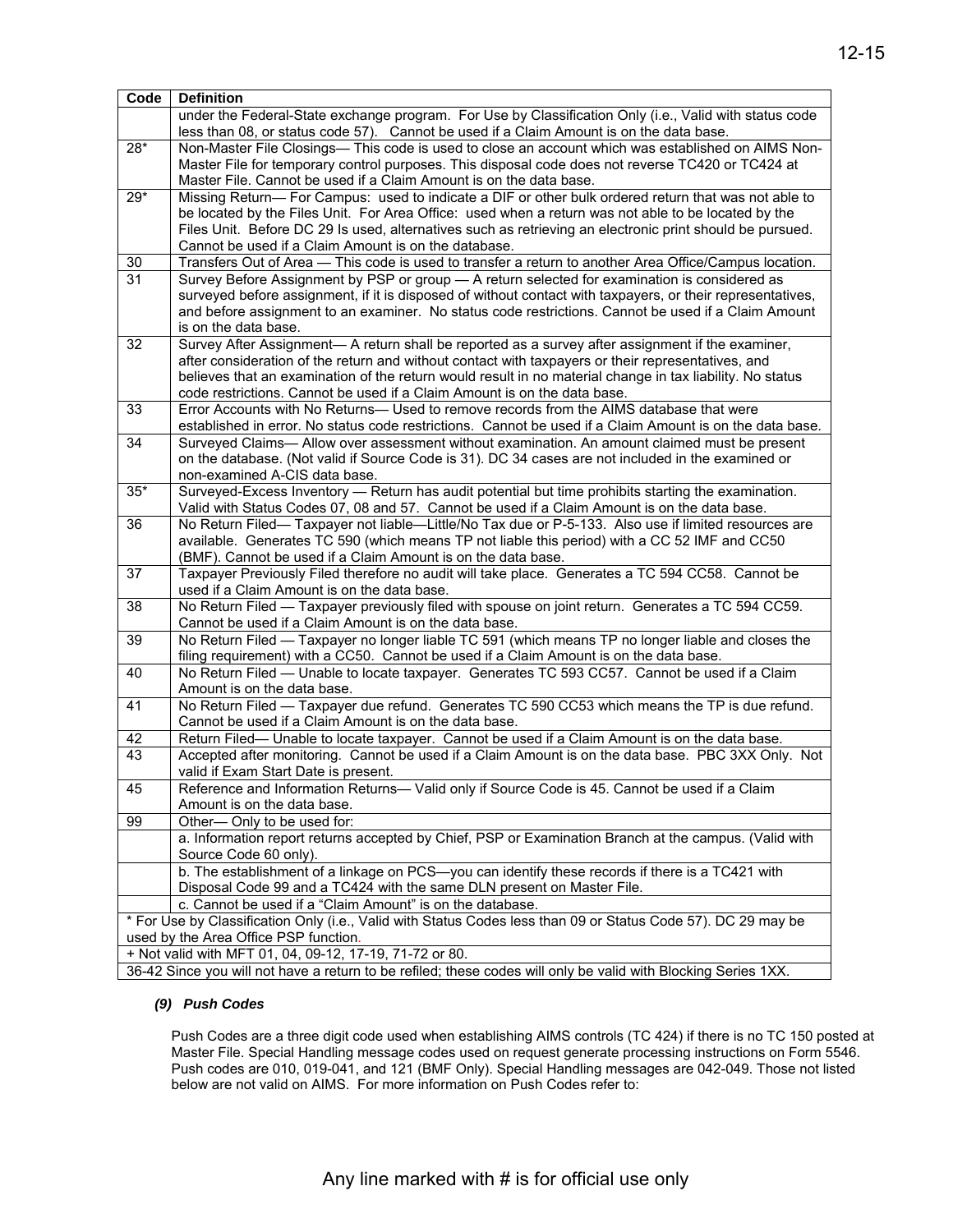| Code | Definition |
|---|---|
| | under the Federal-State exchange program. For Use by Classification Only (i.e., Valid with status code less than 08, or status code 57). Cannot be used if a Claim Amount is on the data base. |
| 28* | Non-Master File Closings— This code is used to close an account which was established on AIMS Non-Master File for temporary control purposes. This disposal code does not reverse TC420 or TC424 at Master File. Cannot be used if a Claim Amount is on the data base. |
| 29* | Missing Return— For Campus: used to indicate a DIF or other bulk ordered return that was not able to be located by the Files Unit. For Area Office: used when a return was not able to be located by the Files Unit. Before DC 29 Is used, alternatives such as retrieving an electronic print should be pursued. Cannot be used if a Claim Amount is on the database. |
| 30 | Transfers Out of Area — This code is used to transfer a return to another Area Office/Campus location. |
| 31 | Survey Before Assignment by PSP or group — A return selected for examination is considered as surveyed before assignment, if it is disposed of without contact with taxpayers, or their representatives, and before assignment to an examiner. No status code restrictions. Cannot be used if a Claim Amount is on the data base. |
| 32 | Survey After Assignment— A return shall be reported as a survey after assignment if the examiner, after consideration of the return and without contact with taxpayers or their representatives, and believes that an examination of the return would result in no material change in tax liability. No status code restrictions. Cannot be used if a Claim Amount is on the data base. |
| 33 | Error Accounts with No Returns— Used to remove records from the AIMS database that were established in error. No status code restrictions. Cannot be used if a Claim Amount is on the data base. |
| 34 | Surveyed Claims— Allow over assessment without examination. An amount claimed must be present on the database. (Not valid if Source Code is 31). DC 34 cases are not included in the examined or non-examined A-CIS data base. |
| 35* | Surveyed-Excess Inventory — Return has audit potential but time prohibits starting the examination. Valid with Status Codes 07, 08 and 57. Cannot be used if a Claim Amount is on the data base. |
| 36 | No Return Filed— Taxpayer not liable—Little/No Tax due or P-5-133. Also use if limited resources are available. Generates TC 590 (which means TP not liable this period) with a CC 52 IMF and CC50 (BMF). Cannot be used if a Claim Amount is on the data base. |
| 37 | Taxpayer Previously Filed therefore no audit will take place. Generates a TC 594 CC58. Cannot be used if a Claim Amount is on the data base. |
| 38 | No Return Filed — Taxpayer previously filed with spouse on joint return. Generates a TC 594 CC59. Cannot be used if a Claim Amount is on the data base. |
| 39 | No Return Filed — Taxpayer no longer liable TC 591 (which means TP no longer liable and closes the filing requirement) with a CC50. Cannot be used if a Claim Amount is on the data base. |
| 40 | No Return Filed — Unable to locate taxpayer. Generates TC 593 CC57. Cannot be used if a Claim Amount is on the data base. |
| 41 | No Return Filed — Taxpayer due refund. Generates TC 590 CC53 which means the TP is due refund. Cannot be used if a Claim Amount is on the data base. |
| 42 | Return Filed— Unable to locate taxpayer. Cannot be used if a Claim Amount is on the data base. |
| 43 | Accepted after monitoring. Cannot be used if a Claim Amount is on the data base. PBC 3XX Only. Not valid if Exam Start Date is present. |
| 45 | Reference and Information Returns— Valid only if Source Code is 45. Cannot be used if a Claim Amount is on the data base. |
| 99 | Other— Only to be used for: |
| | a. Information report returns accepted by Chief, PSP or Examination Branch at the campus. (Valid with Source Code 60 only). |
| | b. The establishment of a linkage on PCS—you can identify these records if there is a TC421 with Disposal Code 99 and a TC424 with the same DLN present on Master File. |
| | c. Cannot be used if a "Claim Amount" is on the database. |
| * For Use by Classification Only (i.e., Valid with Status Codes less than 09 or Status Code 57). DC 29 may be used by the Area Office PSP function. | |
| + Not valid with MFT 01, 04, 09-12, 17-19, 71-72 or 80. | |
| 36-42 Since you will not have a return to be refiled; these codes will only be valid with Blocking Series 1XX. | |

### *(9) Push Codes*

Push Codes are a three digit code used when establishing AIMS controls (TC 424) if there is no TC 150 posted at Master File. Special Handling message codes used on request generate processing instructions on Form 5546. Push codes are 010, 019-041, and 121 (BMF Only). Special Handling messages are 042-049. Those not listed below are not valid on AIMS. For more information on Push Codes refer to:

Any line marked with # is for official use only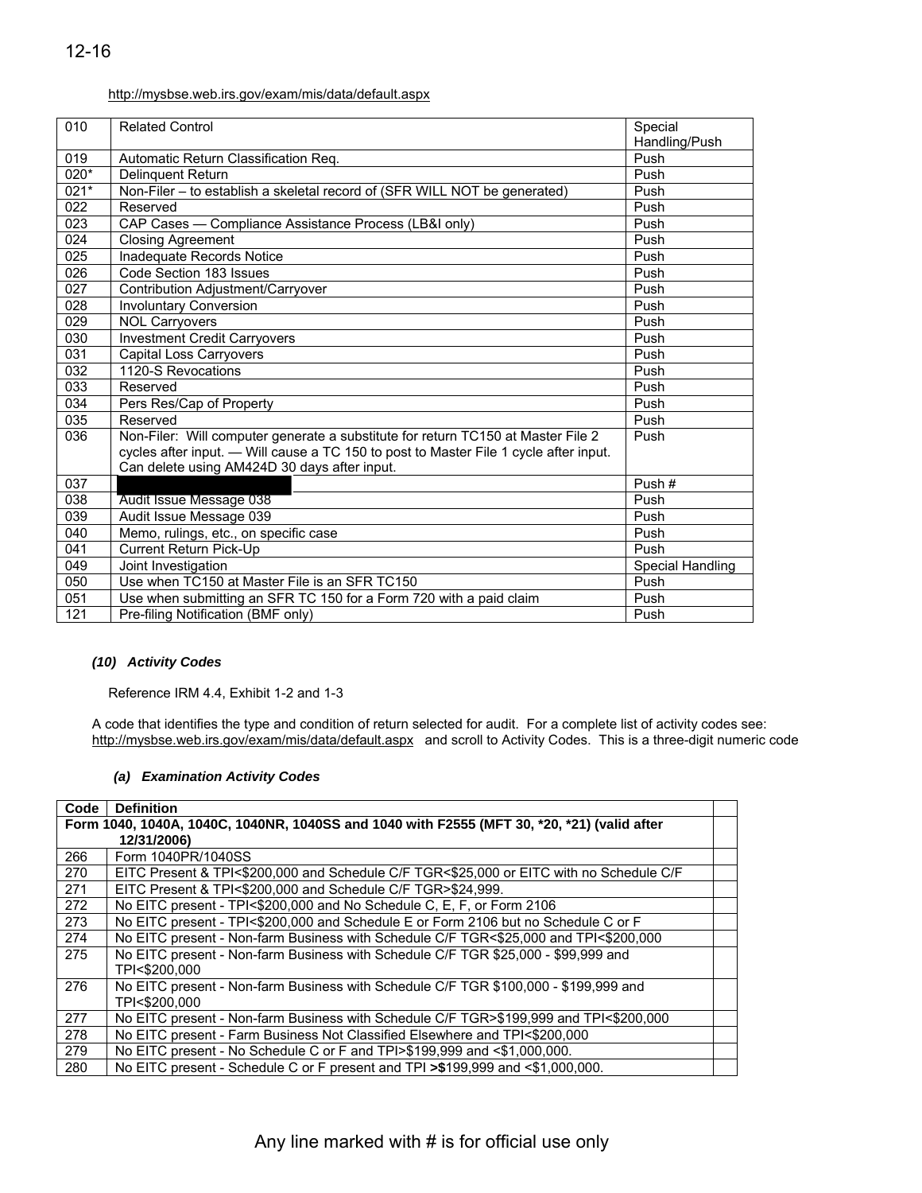http://mysbse.web.irs.gov/exam/mis/data/default.aspx

| 010 | Related Control | Special Handling/Push |
|---|---|---|
| 019 | Automatic Return Classification Req. | Push |
| 020* | Delinquent Return | Push |
| 021* | Non-Filer – to establish a skeletal record of (SFR WILL NOT be generated) | Push |
| 022 | Reserved | Push |
| 023 | CAP Cases — Compliance Assistance Process (LB&I only) | Push |
| 024 | Closing Agreement | Push |
| 025 | Inadequate Records Notice | Push |
| 026 | Code Section 183 Issues | Push |
| 027 | Contribution Adjustment/Carryover | Push |
| 028 | Involuntary Conversion | Push |
| 029 | NOL Carryovers | Push |
| 030 | Investment Credit Carryovers | Push |
| 031 | Capital Loss Carryovers | Push |
| 032 | 1120-S Revocations | Push |
| 033 | Reserved | Push |
| 034 | Pers Res/Cap of Property | Push |
| 035 | Reserved | Push |
| 036 | Non-Filer: Will computer generate a substitute for return TC150 at Master File 2 cycles after input. — Will cause a TC 150 to post to Master File 1 cycle after input. Can delete using AM424D 30 days after input. | Push |
| 037 | | Push # |
| 038 | Audit Issue Message 038 | Push |
| 039 | Audit Issue Message 039 | Push |
| 040 | Memo, rulings, etc., on specific case | Push |
| 041 | Current Return Pick-Up | Push |
| 049 | Joint Investigation | Special Handling |
| 050 | Use when TC150 at Master File is an SFR TC150 | Push |
| 051 | Use when submitting an SFR TC 150 for a Form 720 with a paid claim | Push |
| 121 | Pre-filing Notification (BMF only) | Push |

***(10) Activity Codes***

Reference IRM 4.4, Exhibit 1-2 and 1-3

A code that identifies the type and condition of return selected for audit. For a complete list of activity codes see: http://mysbse.web.irs.gov/exam/mis/data/default.aspx and scroll to Activity Codes. This is a three-digit numeric code

***(a) Examination Activity Codes***

| Code | Definition | |
|---|---|---|
| **Form 1040, 1040A, 1040C, 1040NR, 1040SS and 1040 with F2555 (MFT 30, *20, *21) (valid after 12/31/2006)** | | |
| 266 | Form 1040PR/1040SS | |
| 270 | EITC Present & TPI<$200,000 and Schedule C/F TGR<$25,000 or EITC with no Schedule C/F | |
| 271 | EITC Present & TPI<$200,000 and Schedule C/F TGR>$24,999. | |
| 272 | No EITC present - TPI<$200,000 and No Schedule C, E, F, or Form 2106 | |
| 273 | No EITC present - TPI<$200,000 and Schedule E or Form 2106 but no Schedule C or F | |
| 274 | No EITC present - Non-farm Business with Schedule C/F TGR<$25,000 and TPI<$200,000 | |
| 275 | No EITC present - Non-farm Business with Schedule C/F TGR $25,000 - $99,999 and TPI<$200,000 | |
| 276 | No EITC present - Non-farm Business with Schedule C/F TGR $100,000 - $199,999 and TPI<$200,000 | |
| 277 | No EITC present - Non-farm Business with Schedule C/F TGR>$199,999 and TPI<$200,000 | |
| 278 | No EITC present - Farm Business Not Classified Elsewhere and TPI<$200,000 | |
| 279 | No EITC present - No Schedule C or F and TPI>$199,999 and <$1,000,000. | |
| 280 | No EITC present - Schedule C or F present and TPI **>$**199,999 and <$1,000,000. | |

Any line marked with # is for official use only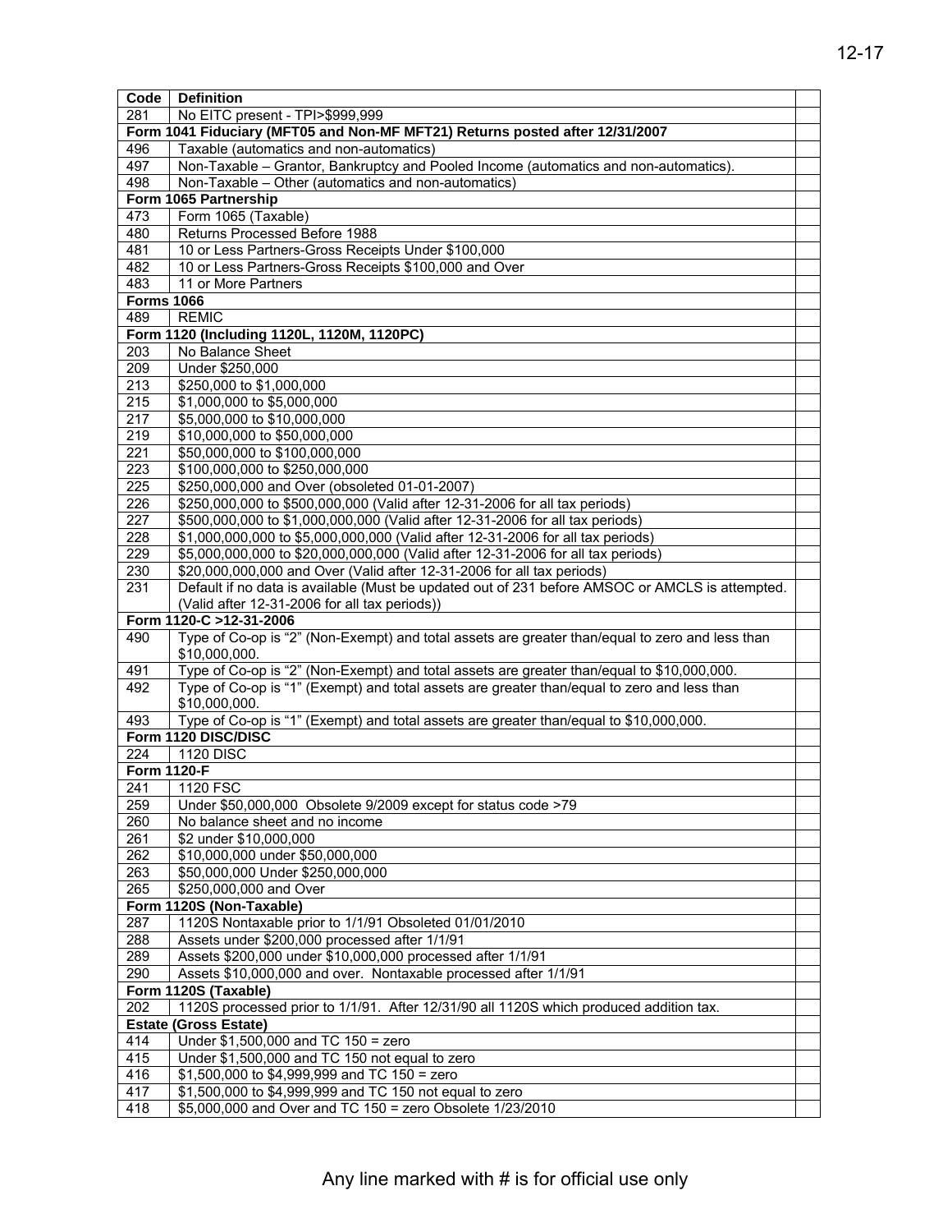| Code | Definition | |
|---|---|---|
| 281 | No EITC present - TPI>$999,999 | |
| **Form 1041 Fiduciary (MFT05 and Non-MF MFT21) Returns posted after 12/31/2007** | | |
| 496 | Taxable (automatics and non-automatics) | |
| 497 | Non-Taxable – Grantor, Bankruptcy and Pooled Income (automatics and non-automatics). | |
| 498 | Non-Taxable – Other (automatics and non-automatics) | |
| **Form 1065 Partnership** | | |
| 473 | Form 1065 (Taxable) | |
| 480 | Returns Processed Before 1988 | |
| 481 | 10 or Less Partners-Gross Receipts Under $100,000 | |
| 482 | 10 or Less Partners-Gross Receipts $100,000 and Over | |
| 483 | 11 or More Partners | |
| **Forms 1066** | | |
| 489 | REMIC | |
| **Form 1120 (Including 1120L, 1120M, 1120PC)** | | |
| 203 | No Balance Sheet | |
| 209 | Under $250,000 | |
| 213 | $250,000 to $1,000,000 | |
| 215 | $1,000,000 to $5,000,000 | |
| 217 | $5,000,000 to $10,000,000 | |
| 219 | $10,000,000 to $50,000,000 | |
| 221 | $50,000,000 to $100,000,000 | |
| 223 | $100,000,000 to $250,000,000 | |
| 225 | $250,000,000 and Over (obsoleted 01-01-2007) | |
| 226 | $250,000,000 to $500,000,000 (Valid after 12-31-2006 for all tax periods) | |
| 227 | $500,000,000 to $1,000,000,000 (Valid after 12-31-2006 for all tax periods) | |
| 228 | $1,000,000,000 to $5,000,000,000 (Valid after 12-31-2006 for all tax periods) | |
| 229 | $5,000,000,000 to $20,000,000,000 (Valid after 12-31-2006 for all tax periods) | |
| 230 | $20,000,000,000 and Over (Valid after 12-31-2006 for all tax periods) | |
| 231 | Default if no data is available (Must be updated out of 231 before AMSOC or AMCLS is attempted. (Valid after 12-31-2006 for all tax periods)) | |
| **Form 1120-C >12-31-2006** | | |
| 490 | Type of Co-op is "2" (Non-Exempt) and total assets are greater than/equal to zero and less than $10,000,000. | |
| 491 | Type of Co-op is "2" (Non-Exempt) and total assets are greater than/equal to $10,000,000. | |
| 492 | Type of Co-op is "1" (Exempt) and total assets are greater than/equal to zero and less than $10,000,000. | |
| 493 | Type of Co-op is "1" (Exempt) and total assets are greater than/equal to $10,000,000. | |
| **Form 1120 DISC/DISC** | | |
| 224 | 1120 DISC | |
| **Form 1120-F** | | |
| 241 | 1120 FSC | |
| 259 | Under $50,000,000 Obsolete 9/2009 except for status code >79 | |
| 260 | No balance sheet and no income | |
| 261 | $2 under $10,000,000 | |
| 262 | $10,000,000 under $50,000,000 | |
| 263 | $50,000,000 Under $250,000,000 | |
| 265 | $250,000,000 and Over | |
| **Form 1120S (Non-Taxable)** | | |
| 287 | 1120S Nontaxable prior to 1/1/91 Obsoleted 01/01/2010 | |
| 288 | Assets under $200,000 processed after 1/1/91 | |
| 289 | Assets $200,000 under $10,000,000 processed after 1/1/91 | |
| 290 | Assets $10,000,000 and over. Nontaxable processed after 1/1/91 | |
| **Form 1120S (Taxable)** | | |
| 202 | 1120S processed prior to 1/1/91. After 12/31/90 all 1120S which produced addition tax. | |
| **Estate (Gross Estate)** | | |
| 414 | Under $1,500,000 and TC 150 = zero | |
| 415 | Under $1,500,000 and TC 150 not equal to zero | |
| 416 | $1,500,000 to $4,999,999 and TC 150 = zero | |
| 417 | $1,500,000 to $4,999,999 and TC 150 not equal to zero | |
| 418 | $5,000,000 and Over and TC 150 = zero Obsolete 1/23/2010 | |

Any line marked with # is for official use only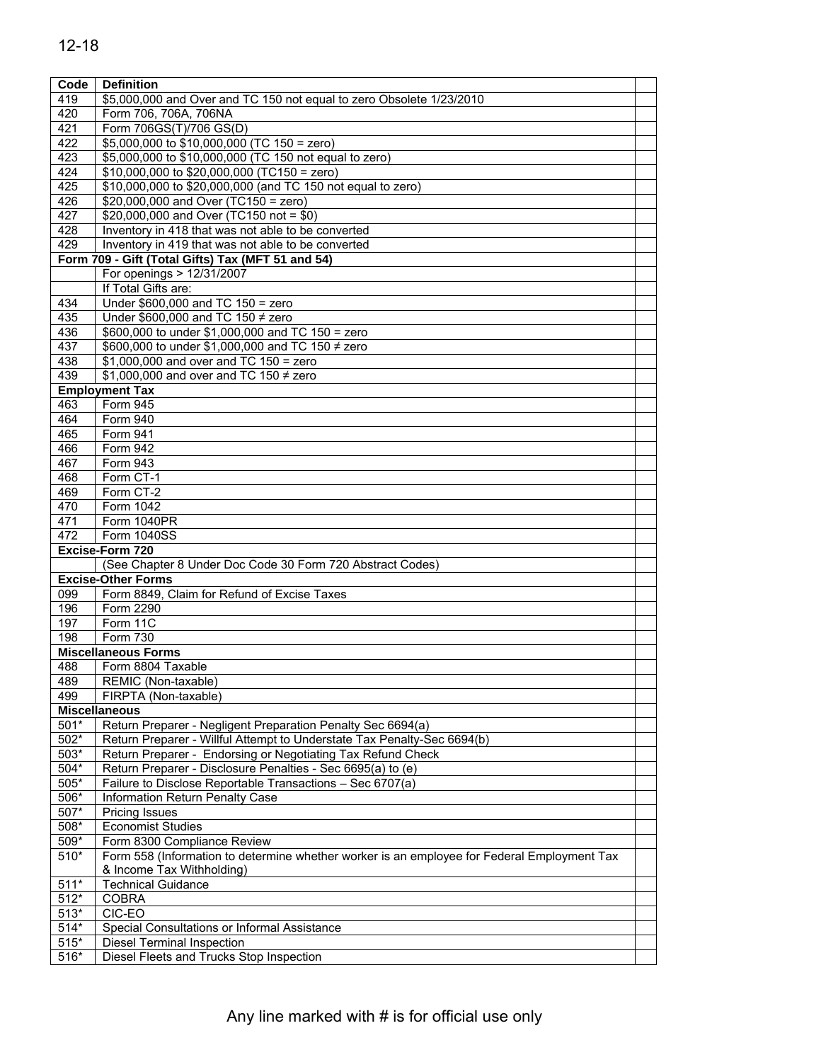| Code | Definition | |
|---|---|---|
| 419 | $5,000,000 and Over and TC 150 not equal to zero Obsolete 1/23/2010 | |
| 420 | Form 706, 706A, 706NA | |
| 421 | Form 706GS(T)/706 GS(D) | |
| 422 | $5,000,000 to $10,000,000 (TC 150 = zero) | |
| 423 | $5,000,000 to $10,000,000 (TC 150 not equal to zero) | |
| 424 | $10,000,000 to $20,000,000 (TC150 = zero) | |
| 425 | $10,000,000 to $20,000,000 (and TC 150 not equal to zero) | |
| 426 | $20,000,000 and Over (TC150 = zero) | |
| 427 | $20,000,000 and Over (TC150 not = $0) | |
| 428 | Inventory in 418 that was not able to be converted | |
| 429 | Inventory in 419 that was not able to be converted | |
| **Form 709 - Gift (Total Gifts) Tax (MFT 51 and 54)** | | |
| | For openings > 12/31/2007 | |
| | If Total Gifts are: | |
| 434 | Under $600,000 and TC 150 = zero | |
| 435 | Under $600,000 and TC 150 ≠ zero | |
| 436 | $600,000 to under $1,000,000 and TC 150 = zero | |
| 437 | $600,000 to under $1,000,000 and TC 150 ≠ zero | |
| 438 | $1,000,000 and over and TC 150 = zero | |
| 439 | $1,000,000 and over and TC 150 ≠ zero | |
| **Employment Tax** | | |
| 463 | Form 945 | |
| 464 | Form 940 | |
| 465 | Form 941 | |
| 466 | Form 942 | |
| 467 | Form 943 | |
| 468 | Form CT-1 | |
| 469 | Form CT-2 | |
| 470 | Form 1042 | |
| 471 | Form 1040PR | |
| 472 | Form 1040SS | |
| **Excise-Form 720** | | |
| | (See Chapter 8 Under Doc Code 30 Form 720 Abstract Codes) | |
| **Excise-Other Forms** | | |
| 099 | Form 8849, Claim for Refund of Excise Taxes | |
| 196 | Form 2290 | |
| 197 | Form 11C | |
| 198 | Form 730 | |
| **Miscellaneous Forms** | | |
| 488 | Form 8804 Taxable | |
| 489 | REMIC (Non-taxable) | |
| 499 | FIRPTA (Non-taxable) | |
| **Miscellaneous** | | |
| 501* | Return Preparer - Negligent Preparation Penalty Sec 6694(a) | |
| 502* | Return Preparer - Willful Attempt to Understate Tax Penalty-Sec 6694(b) | |
| 503* | Return Preparer - Endorsing or Negotiating Tax Refund Check | |
| 504* | Return Preparer - Disclosure Penalties - Sec 6695(a) to (e) | |
| 505* | Failure to Disclose Reportable Transactions – Sec 6707(a) | |
| 506* | Information Return Penalty Case | |
| 507* | Pricing Issues | |
| 508* | Economist Studies | |
| 509* | Form 8300 Compliance Review | |
| 510* | Form 558 (Information to determine whether worker is an employee for Federal Employment Tax & Income Tax Withholding) | |
| 511* | Technical Guidance | |
| 512* | COBRA | |
| 513* | CIC-EO | |
| 514* | Special Consultations or Informal Assistance | |
| 515* | Diesel Terminal Inspection | |
| 516* | Diesel Fleets and Trucks Stop Inspection | |

Any line marked with # is for official use only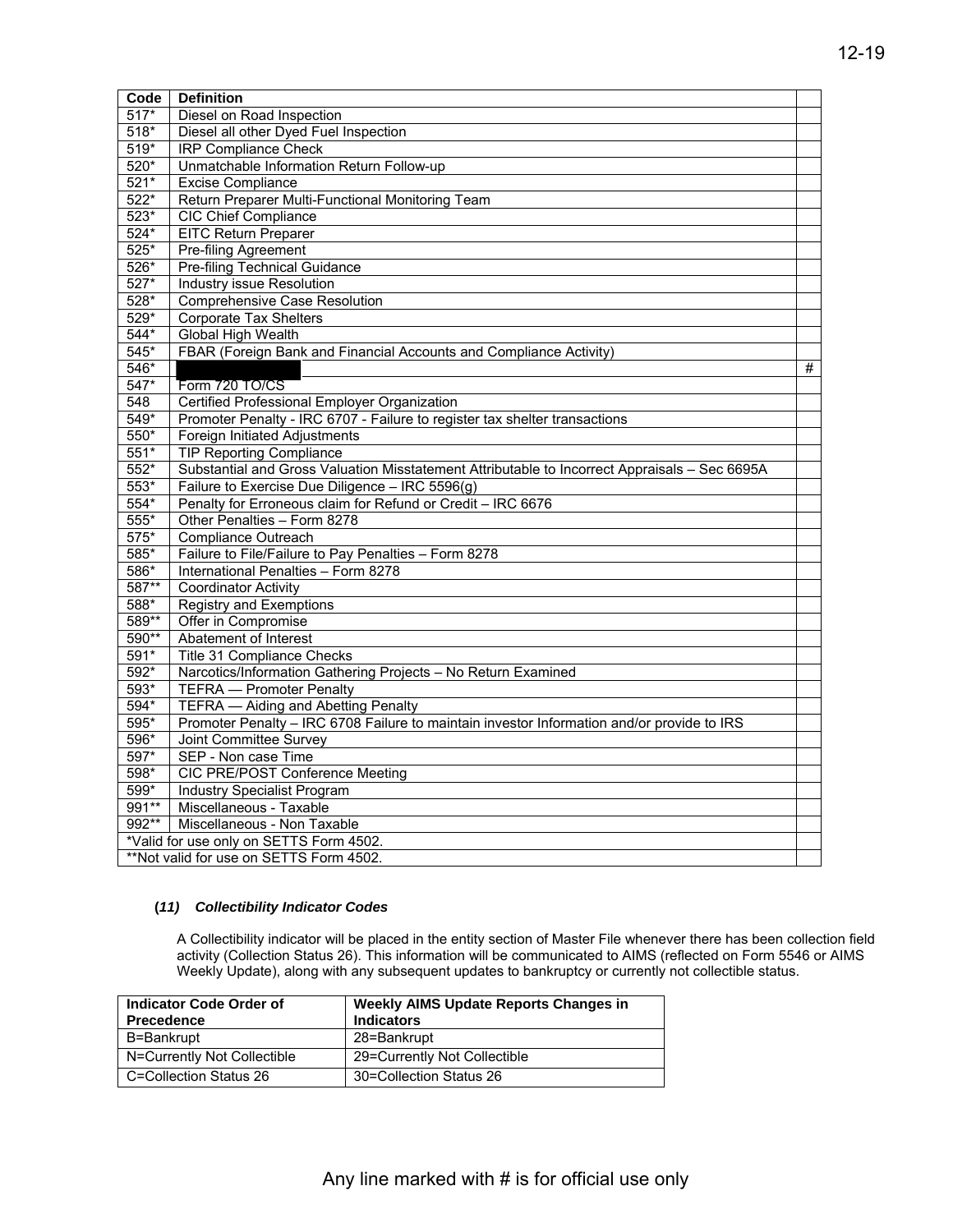| Code | Definition | |
|---|---|---|
| 517* | Diesel on Road Inspection | |
| 518* | Diesel all other Dyed Fuel Inspection | |
| 519* | IRP Compliance Check | |
| 520* | Unmatchable Information Return Follow-up | |
| 521* | Excise Compliance | |
| 522* | Return Preparer Multi-Functional Monitoring Team | |
| 523* | CIC Chief Compliance | |
| 524* | EITC Return Preparer | |
| 525* | Pre-filing Agreement | |
| 526* | Pre-filing Technical Guidance | |
| 527* | Industry issue Resolution | |
| 528* | Comprehensive Case Resolution | |
| 529* | Corporate Tax Shelters | |
| 544* | Global High Wealth | |
| 545* | FBAR (Foreign Bank and Financial Accounts and Compliance Activity) | |
| 546* | | # |
| 547* | Form 720 TO/CS | |
| 548 | Certified Professional Employer Organization | |
| 549* | Promoter Penalty - IRC 6707 - Failure to register tax shelter transactions | |
| 550* | Foreign Initiated Adjustments | |
| 551* | TIP Reporting Compliance | |
| 552* | Substantial and Gross Valuation Misstatement Attributable to Incorrect Appraisals – Sec 6695A | |
| 553* | Failure to Exercise Due Diligence – IRC 5596(g) | |
| 554* | Penalty for Erroneous claim for Refund or Credit – IRC 6676 | |
| 555* | Other Penalties – Form 8278 | |
| 575* | Compliance Outreach | |
| 585* | Failure to File/Failure to Pay Penalties – Form 8278 | |
| 586* | International Penalties – Form 8278 | |
| 587** | Coordinator Activity | |
| 588* | Registry and Exemptions | |
| 589** | Offer in Compromise | |
| 590** | Abatement of Interest | |
| 591* | Title 31 Compliance Checks | |
| 592* | Narcotics/Information Gathering Projects – No Return Examined | |
| 593* | TEFRA — Promoter Penalty | |
| 594* | TEFRA — Aiding and Abetting Penalty | |
| 595* | Promoter Penalty – IRC 6708 Failure to maintain investor Information and/or provide to IRS | |
| 596* | Joint Committee Survey | |
| 597* | SEP - Non case Time | |
| 598* | CIC PRE/POST Conference Meeting | |
| 599* | Industry Specialist Program | |
| 991** | Miscellaneous - Taxable | |
| 992** | Miscellaneous - Non Taxable | |
| *Valid for use only on SETTS Form 4502. | | |
| **Not valid for use on SETTS Form 4502. | | |

### (*11*) *Collectibility Indicator Codes*

A Collectibility indicator will be placed in the entity section of Master File whenever there has been collection field activity (Collection Status 26). This information will be communicated to AIMS (reflected on Form 5546 or AIMS Weekly Update), along with any subsequent updates to bankruptcy or currently not collectible status.

| Indicator Code Order of Precedence | Weekly AIMS Update Reports Changes in Indicators |
|---|---|
| B=Bankrupt | 28=Bankrupt |
| N=Currently Not Collectible | 29=Currently Not Collectible |
| C=Collection Status 26 | 30=Collection Status 26 |

Any line marked with # is for official use only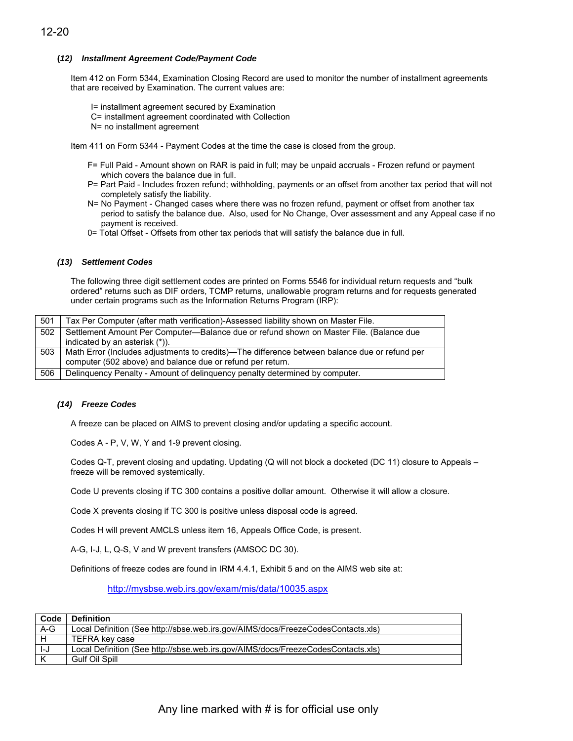### (12) *Installment Agreement Code/Payment Code*

Item 412 on Form 5344, Examination Closing Record are used to monitor the number of installment agreements that are received by Examination. The current values are:

I= installment agreement secured by Examination
C= installment agreement coordinated with Collection
N= no installment agreement

Item 411 on Form 5344 - Payment Codes at the time the case is closed from the group.

F= Full Paid - Amount shown on RAR is paid in full; may be unpaid accruals - Frozen refund or payment which covers the balance due in full.
P= Part Paid - Includes frozen refund; withholding, payments or an offset from another tax period that will not completely satisfy the liability.
N= No Payment - Changed cases where there was no frozen refund, payment or offset from another tax period to satisfy the balance due. Also, used for No Change, Over assessment and any Appeal case if no payment is received.
0= Total Offset - Offsets from other tax periods that will satisfy the balance due in full.

### (13) *Settlement Codes*

The following three digit settlement codes are printed on Forms 5546 for individual return requests and "bulk ordered" returns such as DIF orders, TCMP returns, unallowable program returns and for requests generated under certain programs such as the Information Returns Program (IRP):

| | |
|---|---|
| 501 | Tax Per Computer (after math verification)-Assessed liability shown on Master File. |
| 502 | Settlement Amount Per Computer—Balance due or refund shown on Master File. (Balance due indicated by an asterisk (*)). |
| 503 | Math Error (Includes adjustments to credits)—The difference between balance due or refund per computer (502 above) and balance due or refund per return. |
| 506 | Delinquency Penalty - Amount of delinquency penalty determined by computer. |

### (14) *Freeze Codes*

A freeze can be placed on AIMS to prevent closing and/or updating a specific account.

Codes A - P, V, W, Y and 1-9 prevent closing.

Codes Q-T, prevent closing and updating. Updating (Q will not block a docketed (DC 11) closure to Appeals – freeze will be removed systemically.

Code U prevents closing if TC 300 contains a positive dollar amount. Otherwise it will allow a closure.

Code X prevents closing if TC 300 is positive unless disposal code is agreed.

Codes H will prevent AMCLS unless item 16, Appeals Office Code, is present.

A-G, I-J, L, Q-S, V and W prevent transfers (AMSOC DC 30).

Definitions of freeze codes are found in IRM 4.4.1, Exhibit 5 and on the AIMS web site at:

http://mysbse.web.irs.gov/exam/mis/data/10035.aspx

| Code | Definition |
|---|---|
| A-G | Local Definition (See http://sbse.web.irs.gov/AIMS/docs/FreezeCodesContacts.xls) |
| H | TEFRA key case |
| I-J | Local Definition (See http://sbse.web.irs.gov/AIMS/docs/FreezeCodesContacts.xls) |
| K | Gulf Oil Spill |

Any line marked with # is for official use only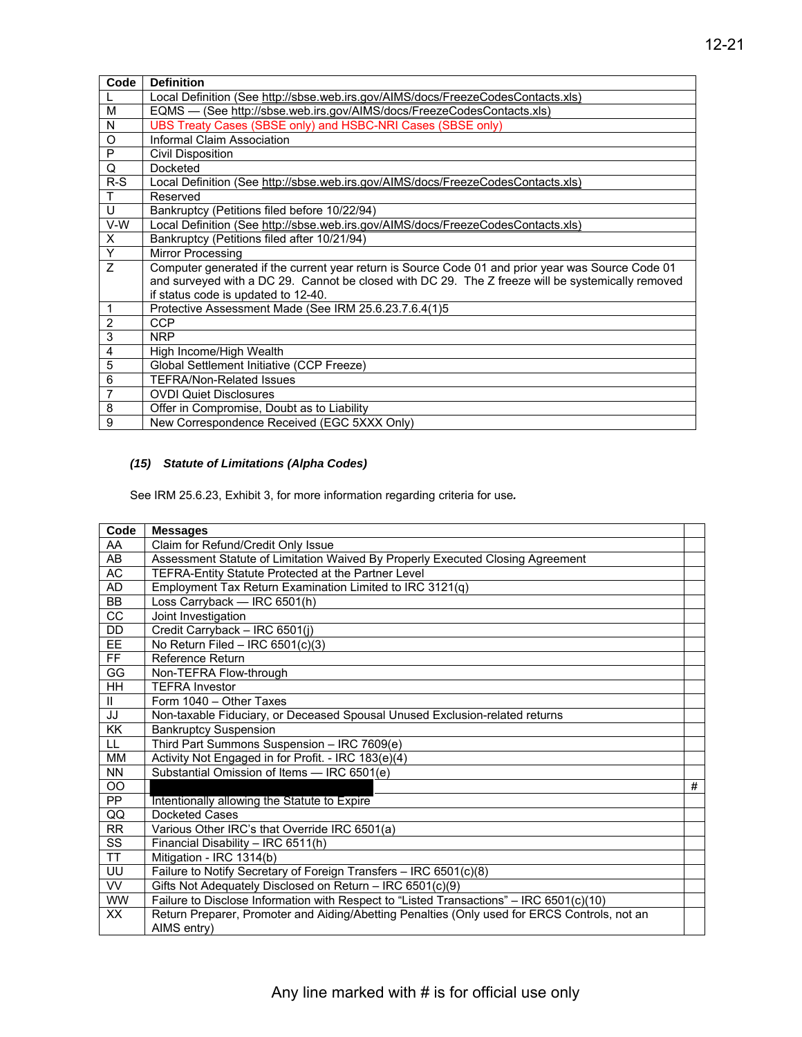| Code | Definition |
|---|---|
| L | Local Definition (See http://sbse.web.irs.gov/AIMS/docs/FreezeCodesContacts.xls) |
| M | EQMS — (See http://sbse.web.irs.gov/AIMS/docs/FreezeCodesContacts.xls) |
| N | UBS Treaty Cases (SBSE only) and HSBC-NRI Cases (SBSE only) |
| O | Informal Claim Association |
| P | Civil Disposition |
| Q | Docketed |
| R-S | Local Definition (See http://sbse.web.irs.gov/AIMS/docs/FreezeCodesContacts.xls) |
| T | Reserved |
| U | Bankruptcy (Petitions filed before 10/22/94) |
| V-W | Local Definition (See http://sbse.web.irs.gov/AIMS/docs/FreezeCodesContacts.xls) |
| X | Bankruptcy (Petitions filed after 10/21/94) |
| Y | Mirror Processing |
| Z | Computer generated if the current year return is Source Code 01 and prior year was Source Code 01 and surveyed with a DC 29. Cannot be closed with DC 29. The Z freeze will be systemically removed if status code is updated to 12-40. |
| 1 | Protective Assessment Made (See IRM 25.6.23.7.6.4(1)5 |
| 2 | CCP |
| 3 | NRP |
| 4 | High Income/High Wealth |
| 5 | Global Settlement Initiative (CCP Freeze) |
| 6 | TEFRA/Non-Related Issues |
| 7 | OVDI Quiet Disclosures |
| 8 | Offer in Compromise, Doubt as to Liability |
| 9 | New Correspondence Received (EGC 5XXX Only) |

***(15) Statute of Limitations (Alpha Codes)***

See IRM 25.6.23, Exhibit 3, for more information regarding criteria for use.

| Code | Messages | |
|---|---|---|
| AA | Claim for Refund/Credit Only Issue | |
| AB | Assessment Statute of Limitation Waived By Properly Executed Closing Agreement | |
| AC | TEFRA-Entity Statute Protected at the Partner Level | |
| AD | Employment Tax Return Examination Limited to IRC 3121(q) | |
| BB | Loss Carryback — IRC 6501(h) | |
| CC | Joint Investigation | |
| DD | Credit Carryback – IRC 6501(j) | |
| EE | No Return Filed – IRC 6501(c)(3) | |
| FF | Reference Return | |
| GG | Non-TEFRA Flow-through | |
| HH | TEFRA Investor | |
| II | Form 1040 – Other Taxes | |
| JJ | Non-taxable Fiduciary, or Deceased Spousal Unused Exclusion-related returns | |
| KK | Bankruptcy Suspension | |
| LL | Third Part Summons Suspension – IRC 7609(e) | |
| MM | Activity Not Engaged in for Profit. - IRC 183(e)(4) | |
| NN | Substantial Omission of Items — IRC 6501(e) | |
| OO | | # |
| PP | Intentionally allowing the Statute to Expire | |
| QQ | Docketed Cases | |
| RR | Various Other IRC's that Override IRC 6501(a) | |
| SS | Financial Disability – IRC 6511(h) | |
| TT | Mitigation - IRC 1314(b) | |
| UU | Failure to Notify Secretary of Foreign Transfers – IRC 6501(c)(8) | |
| VV | Gifts Not Adequately Disclosed on Return – IRC 6501(c)(9) | |
| WW | Failure to Disclose Information with Respect to "Listed Transactions" – IRC 6501(c)(10) | |
| XX | Return Preparer, Promoter and Aiding/Abetting Penalties (Only used for ERCS Controls, not an AIMS entry) | |

Any line marked with # is for official use only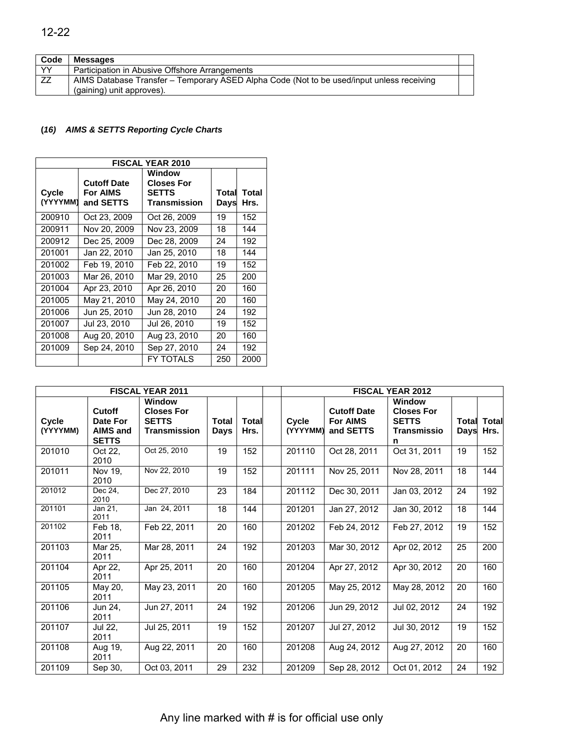| Code | Messages | |
|---|---|---|
| YY | Participation in Abusive Offshore Arrangements | |
| ZZ | AIMS Database Transfer – Temporary ASED Alpha Code (Not to be used/input unless receiving (gaining) unit approves). | |

**(*16*) *AIMS & SETTS Reporting Cycle Charts***

| FISCAL YEAR 2010 | | | | |
|---|---|---|---|---|
| **Cycle (YYYYMM)** | **Cutoff Date For AIMS and SETTS** | **Window Closes For SETTS Transmission** | **Total Days** | **Total Hrs.** |
| 200910 | Oct 23, 2009 | Oct 26, 2009 | 19 | 152 |
| 200911 | Nov 20, 2009 | Nov 23, 2009 | 18 | 144 |
| 200912 | Dec 25, 2009 | Dec 28, 2009 | 24 | 192 |
| 201001 | Jan 22, 2010 | Jan 25, 2010 | 18 | 144 |
| 201002 | Feb 19, 2010 | Feb 22, 2010 | 19 | 152 |
| 201003 | Mar 26, 2010 | Mar 29, 2010 | 25 | 200 |
| 201004 | Apr 23, 2010 | Apr 26, 2010 | 20 | 160 |
| 201005 | May 21, 2010 | May 24, 2010 | 20 | 160 |
| 201006 | Jun 25, 2010 | Jun 28, 2010 | 24 | 192 |
| 201007 | Jul 23, 2010 | Jul 26, 2010 | 19 | 152 |
| 201008 | Aug 20, 2010 | Aug 23, 2010 | 20 | 160 |
| 201009 | Sep 24, 2010 | Sep 27, 2010 | 24 | 192 |
| | | FY TOTALS | 250 | 2000 |

| FISCAL YEAR 2011 | | | | | | FISCAL YEAR 2012 | | | | |
|---|---|---|---|---|---|---|---|---|---|---|
| **Cycle (YYYYMM)** | **Cutoff Date For AIMS and SETTS** | **Window Closes For SETTS Transmission** | **Total Days** | **Total Hrs.** | | **Cycle (YYYYMM)** | **Cutoff Date For AIMS and SETTS** | **Window Closes For SETTS Transmission** | **Total Days** | **Total Hrs.** |
| 201010 | Oct 22, 2010 | Oct 25, 2010 | 19 | 152 | | 201110 | Oct 28, 2011 | Oct 31, 2011 | 19 | 152 |
| 201011 | Nov 19, 2010 | Nov 22, 2010 | 19 | 152 | | 201111 | Nov 25, 2011 | Nov 28, 2011 | 18 | 144 |
| 201012 | Dec 24, 2010 | Dec 27, 2010 | 23 | 184 | | 201112 | Dec 30, 2011 | Jan 03, 2012 | 24 | 192 |
| 201101 | Jan 21, 2011 | Jan 24, 2011 | 18 | 144 | | 201201 | Jan 27, 2012 | Jan 30, 2012 | 18 | 144 |
| 201102 | Feb 18, 2011 | Feb 22, 2011 | 20 | 160 | | 201202 | Feb 24, 2012 | Feb 27, 2012 | 19 | 152 |
| 201103 | Mar 25, 2011 | Mar 28, 2011 | 24 | 192 | | 201203 | Mar 30, 2012 | Apr 02, 2012 | 25 | 200 |
| 201104 | Apr 22, 2011 | Apr 25, 2011 | 20 | 160 | | 201204 | Apr 27, 2012 | Apr 30, 2012 | 20 | 160 |
| 201105 | May 20, 2011 | May 23, 2011 | 20 | 160 | | 201205 | May 25, 2012 | May 28, 2012 | 20 | 160 |
| 201106 | Jun 24, 2011 | Jun 27, 2011 | 24 | 192 | | 201206 | Jun 29, 2012 | Jul 02, 2012 | 24 | 192 |
| 201107 | Jul 22, 2011 | Jul 25, 2011 | 19 | 152 | | 201207 | Jul 27, 2012 | Jul 30, 2012 | 19 | 152 |
| 201108 | Aug 19, 2011 | Aug 22, 2011 | 20 | 160 | | 201208 | Aug 24, 2012 | Aug 27, 2012 | 20 | 160 |
| 201109 | Sep 30, | Oct 03, 2011 | 29 | 232 | | 201209 | Sep 28, 2012 | Oct 01, 2012 | 24 | 192 |

Any line marked with # is for official use only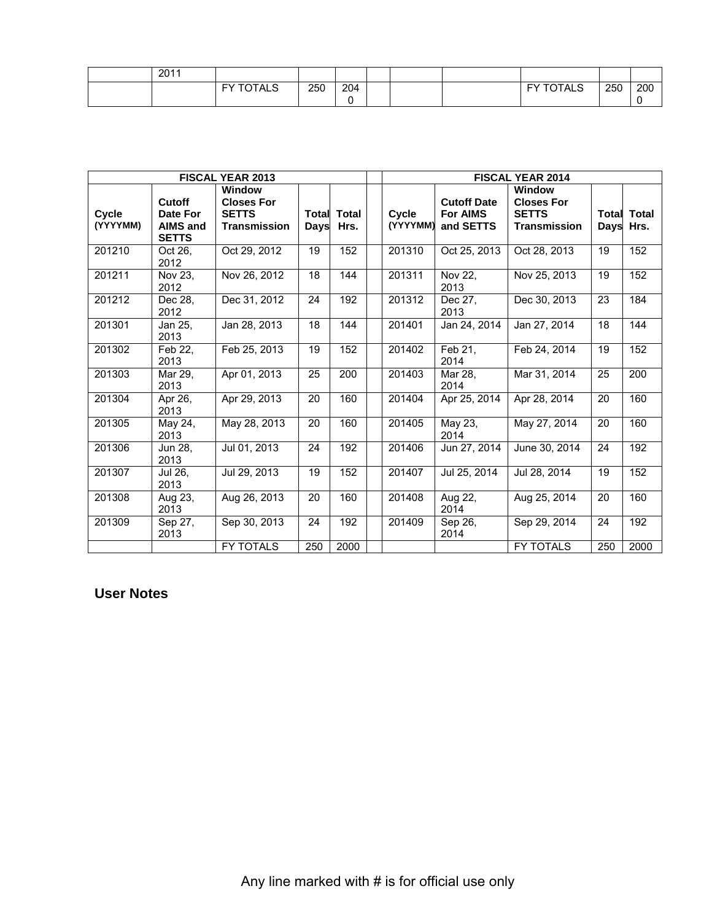|  | 2011 |  |  |  |  |  |  |  |  |  |
|---|---|---|---|---|---|---|---|---|---|---|
|  |  | FY TOTALS | 250 | 2040 |  |  |  | FY TOTALS | 250 | 2000 |

| FISCAL YEAR 2013 |  |  |  |  |  | FISCAL YEAR 2014 |  |  |  |  |
|---|---|---|---|---|---|---|---|---|---|---|
| **Cycle (YYYYMM)** | **Cutoff Date For AIMS and SETTS** | **Window Closes For SETTS Transmission** | **Total Days** | **Total Hrs.** |  | **Cycle (YYYYMM)** | **Cutoff Date For AIMS and SETTS** | **Window Closes For SETTS Transmission** | **Total Days** | **Total Hrs.** |
| 201210 | Oct 26, 2012 | Oct 29, 2012 | 19 | 152 |  | 201310 | Oct 25, 2013 | Oct 28, 2013 | 19 | 152 |
| 201211 | Nov 23, 2012 | Nov 26, 2012 | 18 | 144 |  | 201311 | Nov 22, 2013 | Nov 25, 2013 | 19 | 152 |
| 201212 | Dec 28, 2012 | Dec 31, 2012 | 24 | 192 |  | 201312 | Dec 27, 2013 | Dec 30, 2013 | 23 | 184 |
| 201301 | Jan 25, 2013 | Jan 28, 2013 | 18 | 144 |  | 201401 | Jan 24, 2014 | Jan 27, 2014 | 18 | 144 |
| 201302 | Feb 22, 2013 | Feb 25, 2013 | 19 | 152 |  | 201402 | Feb 21, 2014 | Feb 24, 2014 | 19 | 152 |
| 201303 | Mar 29, 2013 | Apr 01, 2013 | 25 | 200 |  | 201403 | Mar 28, 2014 | Mar 31, 2014 | 25 | 200 |
| 201304 | Apr 26, 2013 | Apr 29, 2013 | 20 | 160 |  | 201404 | Apr 25, 2014 | Apr 28, 2014 | 20 | 160 |
| 201305 | May 24, 2013 | May 28, 2013 | 20 | 160 |  | 201405 | May 23, 2014 | May 27, 2014 | 20 | 160 |
| 201306 | Jun 28, 2013 | Jul 01, 2013 | 24 | 192 |  | 201406 | Jun 27, 2014 | June 30, 2014 | 24 | 192 |
| 201307 | Jul 26, 2013 | Jul 29, 2013 | 19 | 152 |  | 201407 | Jul 25, 2014 | Jul 28, 2014 | 19 | 152 |
| 201308 | Aug 23, 2013 | Aug 26, 2013 | 20 | 160 |  | 201408 | Aug 22, 2014 | Aug 25, 2014 | 20 | 160 |
| 201309 | Sep 27, 2013 | Sep 30, 2013 | 24 | 192 |  | 201409 | Sep 26, 2014 | Sep 29, 2014 | 24 | 192 |
|  |  | FY TOTALS | 250 | 2000 |  |  |  | FY TOTALS | 250 | 2000 |

## User Notes

Any line marked with # is for official use only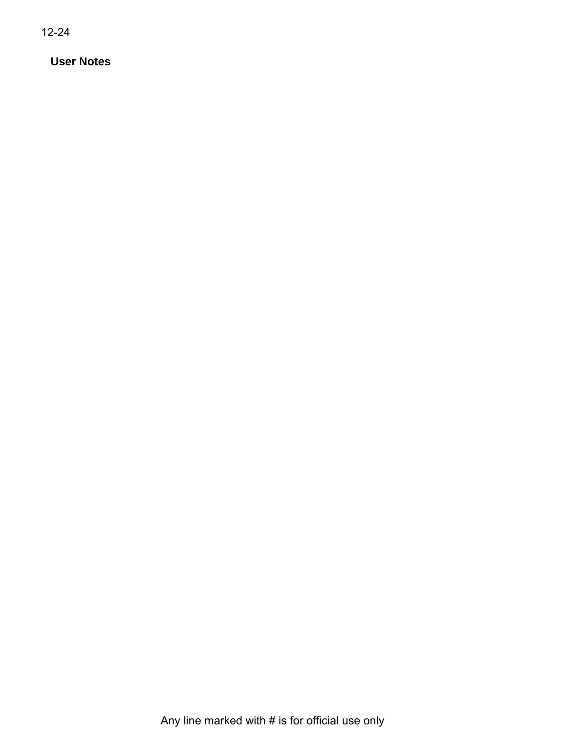**User Notes**

Any line marked with # is for official use only